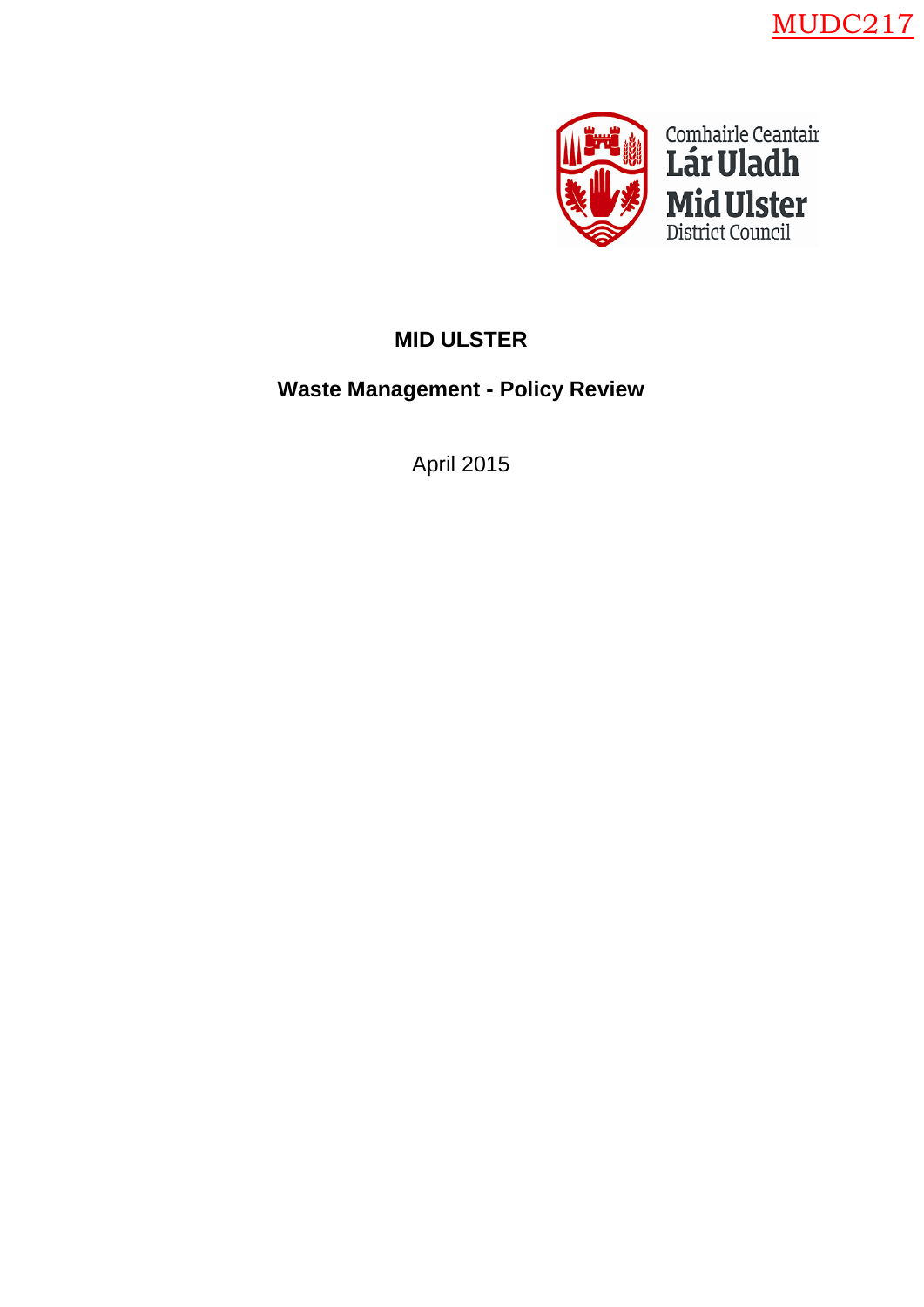MUDC217

Comhairle Ceantair
Lár Uladh
Mid Ulster
District Council

# MID ULSTER

## Waste Management - Policy Review

April 2015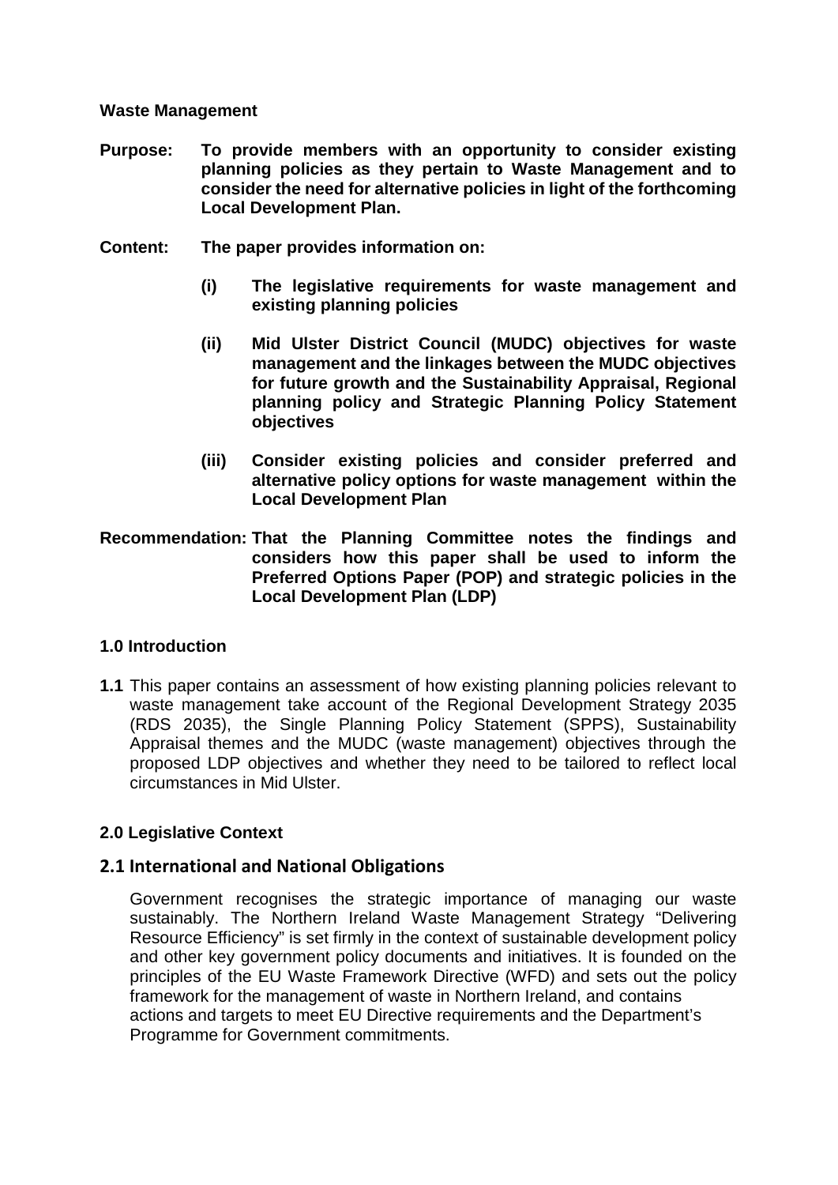**Waste Management**

**Purpose:** **To provide members with an opportunity to consider existing planning policies as they pertain to Waste Management and to consider the need for alternative policies in light of the forthcoming Local Development Plan.**

**Content:** **The paper provides information on:**

- **(i) The legislative requirements for waste management and existing planning policies**
- **(ii) Mid Ulster District Council (MUDC) objectives for waste management and the linkages between the MUDC objectives for future growth and the Sustainability Appraisal, Regional planning policy and Strategic Planning Policy Statement objectives**
- **(iii) Consider existing policies and consider preferred and alternative policy options for waste management within the Local Development Plan**

**Recommendation:** **That the Planning Committee notes the findings and considers how this paper shall be used to inform the Preferred Options Paper (POP) and strategic policies in the Local Development Plan (LDP)**

## 1.0 Introduction

**1.1** This paper contains an assessment of how existing planning policies relevant to waste management take account of the Regional Development Strategy 2035 (RDS 2035), the Single Planning Policy Statement (SPPS), Sustainability Appraisal themes and the MUDC (waste management) objectives through the proposed LDP objectives and whether they need to be tailored to reflect local circumstances in Mid Ulster.

## 2.0 Legislative Context

### 2.1 International and National Obligations

Government recognises the strategic importance of managing our waste sustainably. The Northern Ireland Waste Management Strategy "Delivering Resource Efficiency" is set firmly in the context of sustainable development policy and other key government policy documents and initiatives. It is founded on the principles of the EU Waste Framework Directive (WFD) and sets out the policy framework for the management of waste in Northern Ireland, and contains actions and targets to meet EU Directive requirements and the Department's Programme for Government commitments.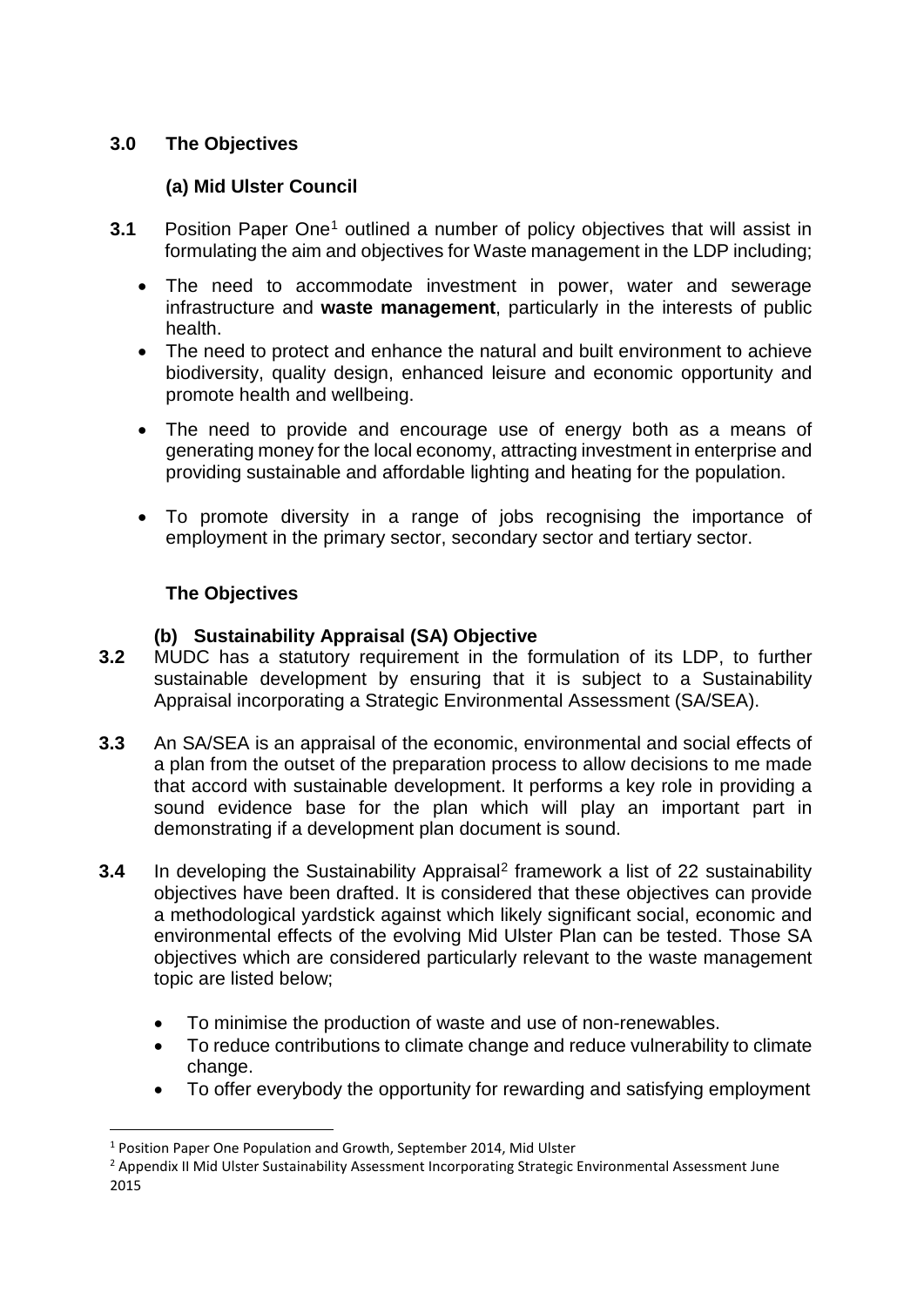## 3.0 The Objectives

### (a) Mid Ulster Council

**3.1** Position Paper One[1] outlined a number of policy objectives that will assist in formulating the aim and objectives for Waste management in the LDP including;

- The need to accommodate investment in power, water and sewerage infrastructure and **waste management**, particularly in the interests of public health.
- The need to protect and enhance the natural and built environment to achieve biodiversity, quality design, enhanced leisure and economic opportunity and promote health and wellbeing.
- The need to provide and encourage use of energy both as a means of generating money for the local economy, attracting investment in enterprise and providing sustainable and affordable lighting and heating for the population.
- To promote diversity in a range of jobs recognising the importance of employment in the primary sector, secondary sector and tertiary sector.

### The Objectives

### (b) Sustainability Appraisal (SA) Objective

**3.2** MUDC has a statutory requirement in the formulation of its LDP, to further sustainable development by ensuring that it is subject to a Sustainability Appraisal incorporating a Strategic Environmental Assessment (SA/SEA).

**3.3** An SA/SEA is an appraisal of the economic, environmental and social effects of a plan from the outset of the preparation process to allow decisions to me made that accord with sustainable development. It performs a key role in providing a sound evidence base for the plan which will play an important part in demonstrating if a development plan document is sound.

**3.4** In developing the Sustainability Appraisal[2] framework a list of 22 sustainability objectives have been drafted. It is considered that these objectives can provide a methodological yardstick against which likely significant social, economic and environmental effects of the evolving Mid Ulster Plan can be tested. Those SA objectives which are considered particularly relevant to the waste management topic are listed below;

- To minimise the production of waste and use of non-renewables.
- To reduce contributions to climate change and reduce vulnerability to climate change.
- To offer everybody the opportunity for rewarding and satisfying employment

---

[1] Position Paper One Population and Growth, September 2014, Mid Ulster

[2] Appendix II Mid Ulster Sustainability Assessment Incorporating Strategic Environmental Assessment June 2015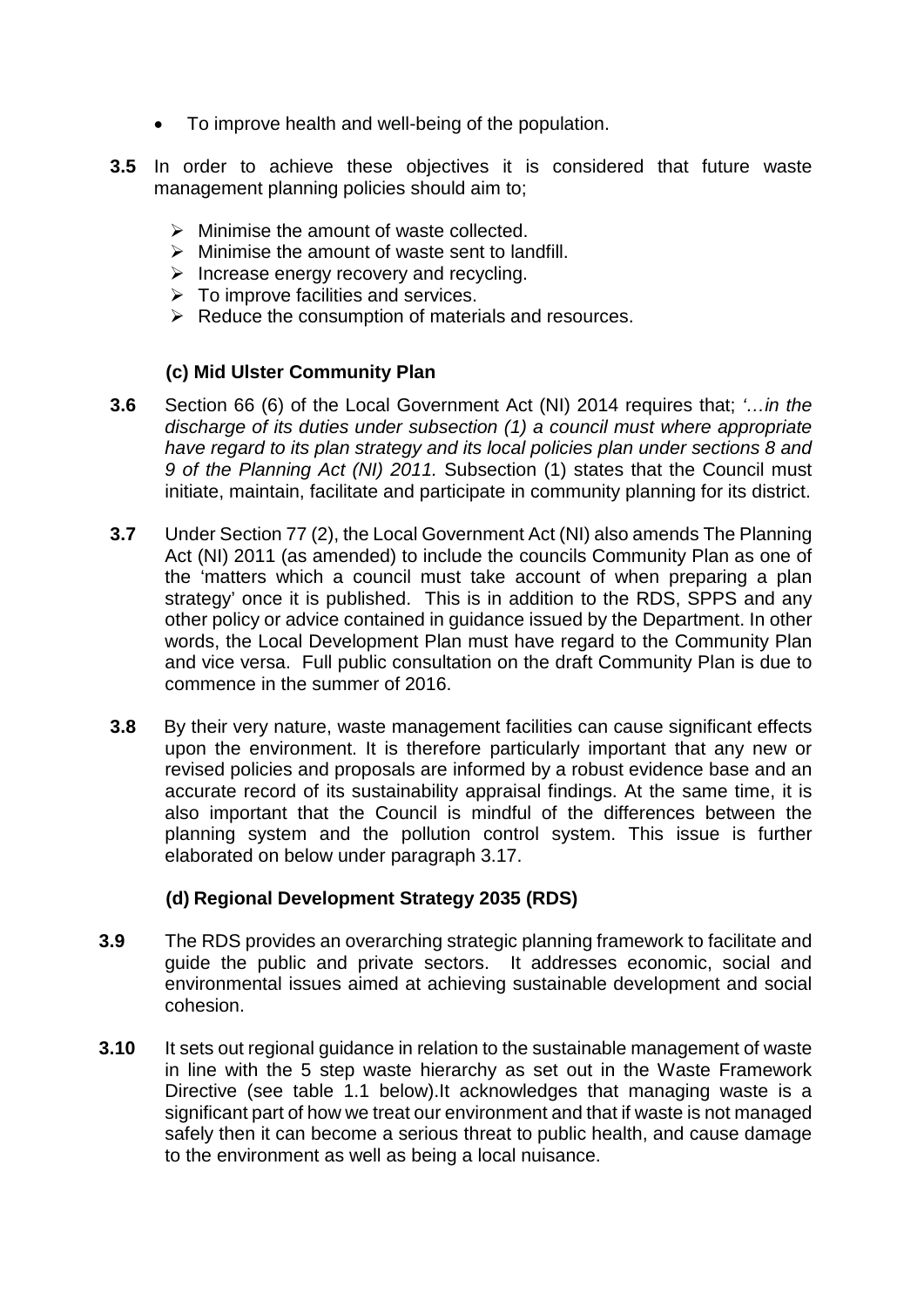- To improve health and well-being of the population.

**3.5** In order to achieve these objectives it is considered that future waste management planning policies should aim to;

- Minimise the amount of waste collected.
- Minimise the amount of waste sent to landfill.
- Increase energy recovery and recycling.
- To improve facilities and services.
- Reduce the consumption of materials and resources.

### (c) Mid Ulster Community Plan

**3.6** Section 66 (6) of the Local Government Act (NI) 2014 requires that; *'…in the discharge of its duties under subsection (1) a council must where appropriate have regard to its plan strategy and its local policies plan under sections 8 and 9 of the Planning Act (NI) 2011.* Subsection (1) states that the Council must initiate, maintain, facilitate and participate in community planning for its district.

**3.7** Under Section 77 (2), the Local Government Act (NI) also amends The Planning Act (NI) 2011 (as amended) to include the councils Community Plan as one of the 'matters which a council must take account of when preparing a plan strategy' once it is published. This is in addition to the RDS, SPPS and any other policy or advice contained in guidance issued by the Department. In other words, the Local Development Plan must have regard to the Community Plan and vice versa. Full public consultation on the draft Community Plan is due to commence in the summer of 2016.

**3.8** By their very nature, waste management facilities can cause significant effects upon the environment. It is therefore particularly important that any new or revised policies and proposals are informed by a robust evidence base and an accurate record of its sustainability appraisal findings. At the same time, it is also important that the Council is mindful of the differences between the planning system and the pollution control system. This issue is further elaborated on below under paragraph 3.17.

### (d) Regional Development Strategy 2035 (RDS)

**3.9** The RDS provides an overarching strategic planning framework to facilitate and guide the public and private sectors. It addresses economic, social and environmental issues aimed at achieving sustainable development and social cohesion.

**3.10** It sets out regional guidance in relation to the sustainable management of waste in line with the 5 step waste hierarchy as set out in the Waste Framework Directive (see table 1.1 below).It acknowledges that managing waste is a significant part of how we treat our environment and that if waste is not managed safely then it can become a serious threat to public health, and cause damage to the environment as well as being a local nuisance.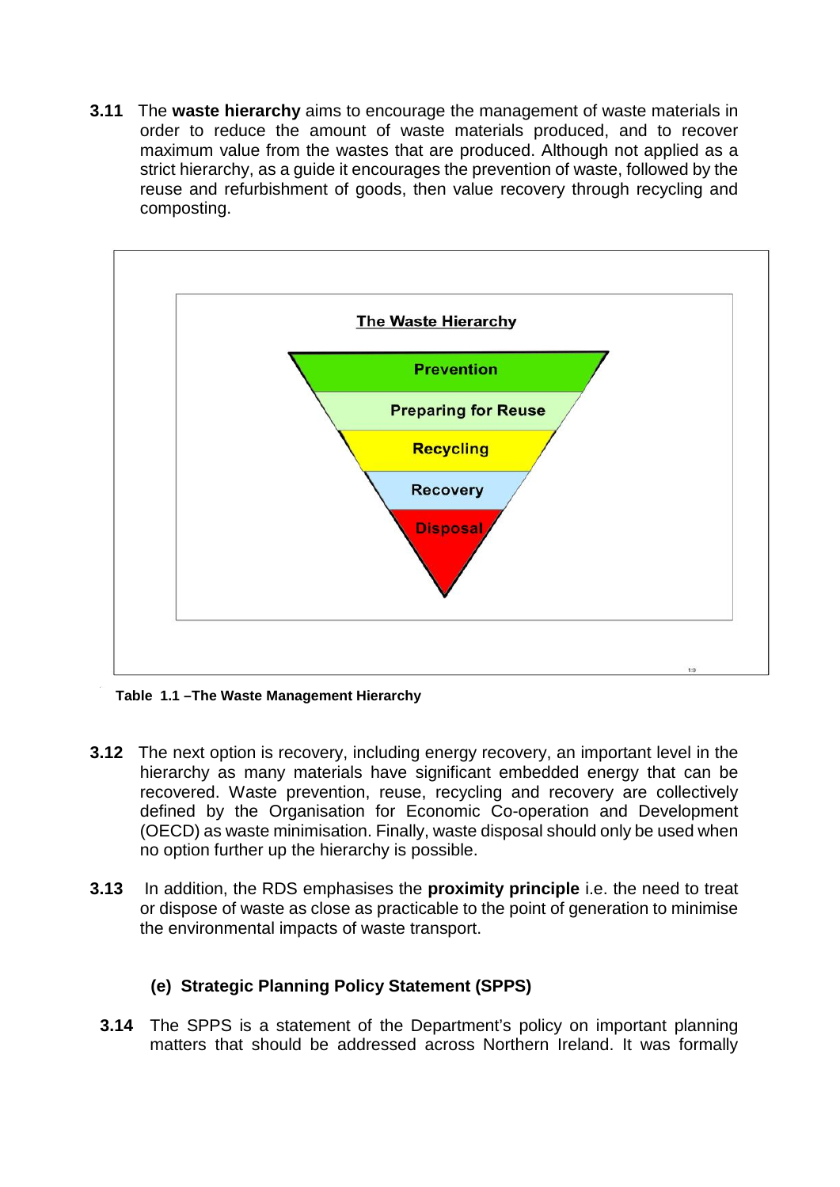**3.11** The **waste hierarchy** aims to encourage the management of waste materials in order to reduce the amount of waste materials produced, and to recover maximum value from the wastes that are produced. Although not applied as a strict hierarchy, as a guide it encourages the prevention of waste, followed by the reuse and refurbishment of goods, then value recovery through recycling and composting.

The Waste Hierarchy

- Prevention
- Preparing for Reuse
- Recycling
- Recovery
- Disposal

**Table 1.1 –The Waste Management Hierarchy**

**3.12** The next option is recovery, including energy recovery, an important level in the hierarchy as many materials have significant embedded energy that can be recovered. Waste prevention, reuse, recycling and recovery are collectively defined by the Organisation for Economic Co-operation and Development (OECD) as waste minimisation. Finally, waste disposal should only be used when no option further up the hierarchy is possible.

**3.13** In addition, the RDS emphasises the **proximity principle** i.e. the need to treat or dispose of waste as close as practicable to the point of generation to minimise the environmental impacts of waste transport.

### (e) Strategic Planning Policy Statement (SPPS)

**3.14** The SPPS is a statement of the Department's policy on important planning matters that should be addressed across Northern Ireland. It was formally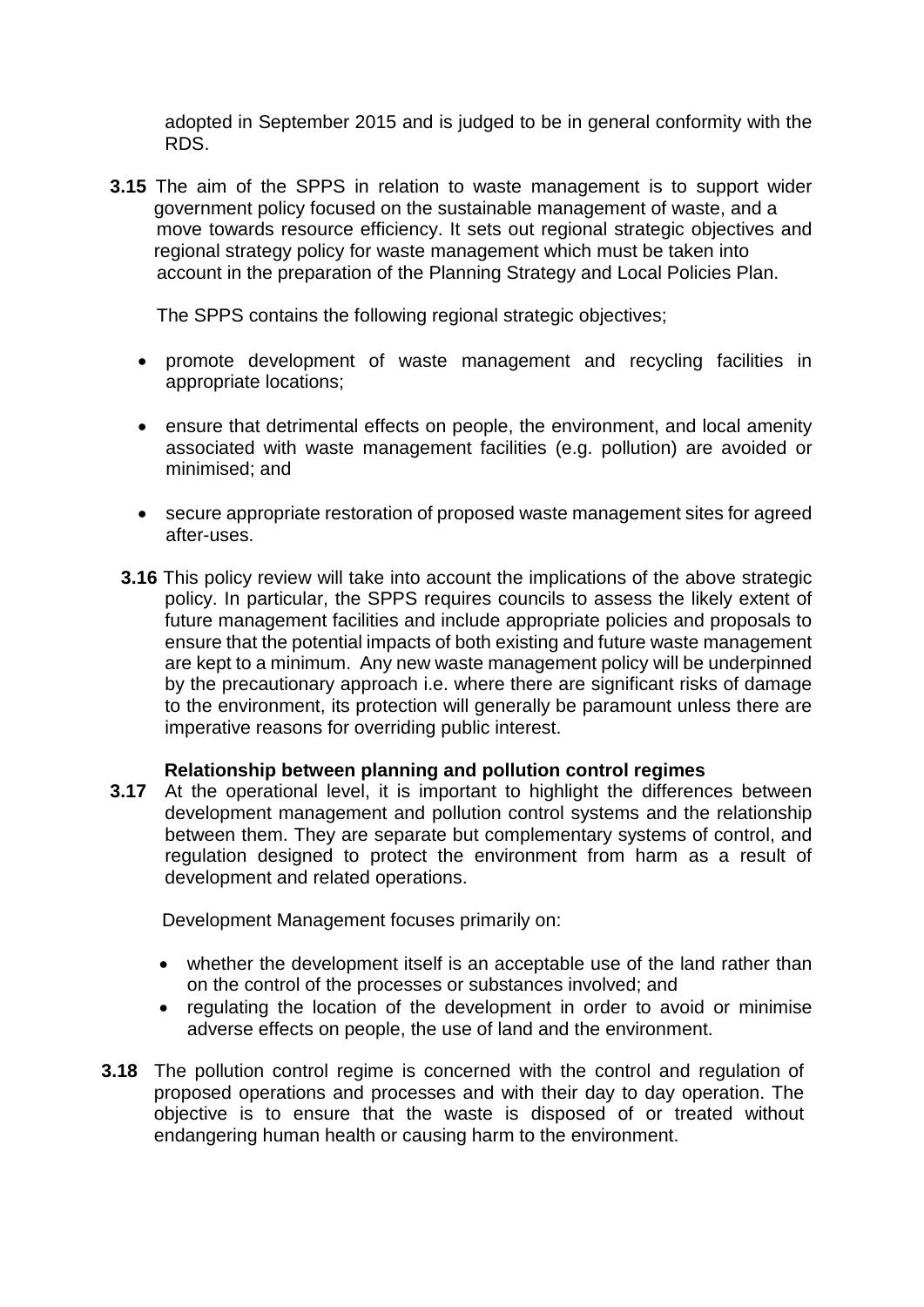adopted in September 2015 and is judged to be in general conformity with the RDS.

**3.15** The aim of the SPPS in relation to waste management is to support wider government policy focused on the sustainable management of waste, and a move towards resource efficiency. It sets out regional strategic objectives and regional strategy policy for waste management which must be taken into account in the preparation of the Planning Strategy and Local Policies Plan.

The SPPS contains the following regional strategic objectives;

- promote development of waste management and recycling facilities in appropriate locations;
- ensure that detrimental effects on people, the environment, and local amenity associated with waste management facilities (e.g. pollution) are avoided or minimised; and
- secure appropriate restoration of proposed waste management sites for agreed after-uses.

**3.16** This policy review will take into account the implications of the above strategic policy. In particular, the SPPS requires councils to assess the likely extent of future management facilities and include appropriate policies and proposals to ensure that the potential impacts of both existing and future waste management are kept to a minimum. Any new waste management policy will be underpinned by the precautionary approach i.e. where there are significant risks of damage to the environment, its protection will generally be paramount unless there are imperative reasons for overriding public interest.

**Relationship between planning and pollution control regimes**

**3.17** At the operational level, it is important to highlight the differences between development management and pollution control systems and the relationship between them. They are separate but complementary systems of control, and regulation designed to protect the environment from harm as a result of development and related operations.

Development Management focuses primarily on:

- whether the development itself is an acceptable use of the land rather than on the control of the processes or substances involved; and
- regulating the location of the development in order to avoid or minimise adverse effects on people, the use of land and the environment.

**3.18** The pollution control regime is concerned with the control and regulation of proposed operations and processes and with their day to day operation. The objective is to ensure that the waste is disposed of or treated without endangering human health or causing harm to the environment.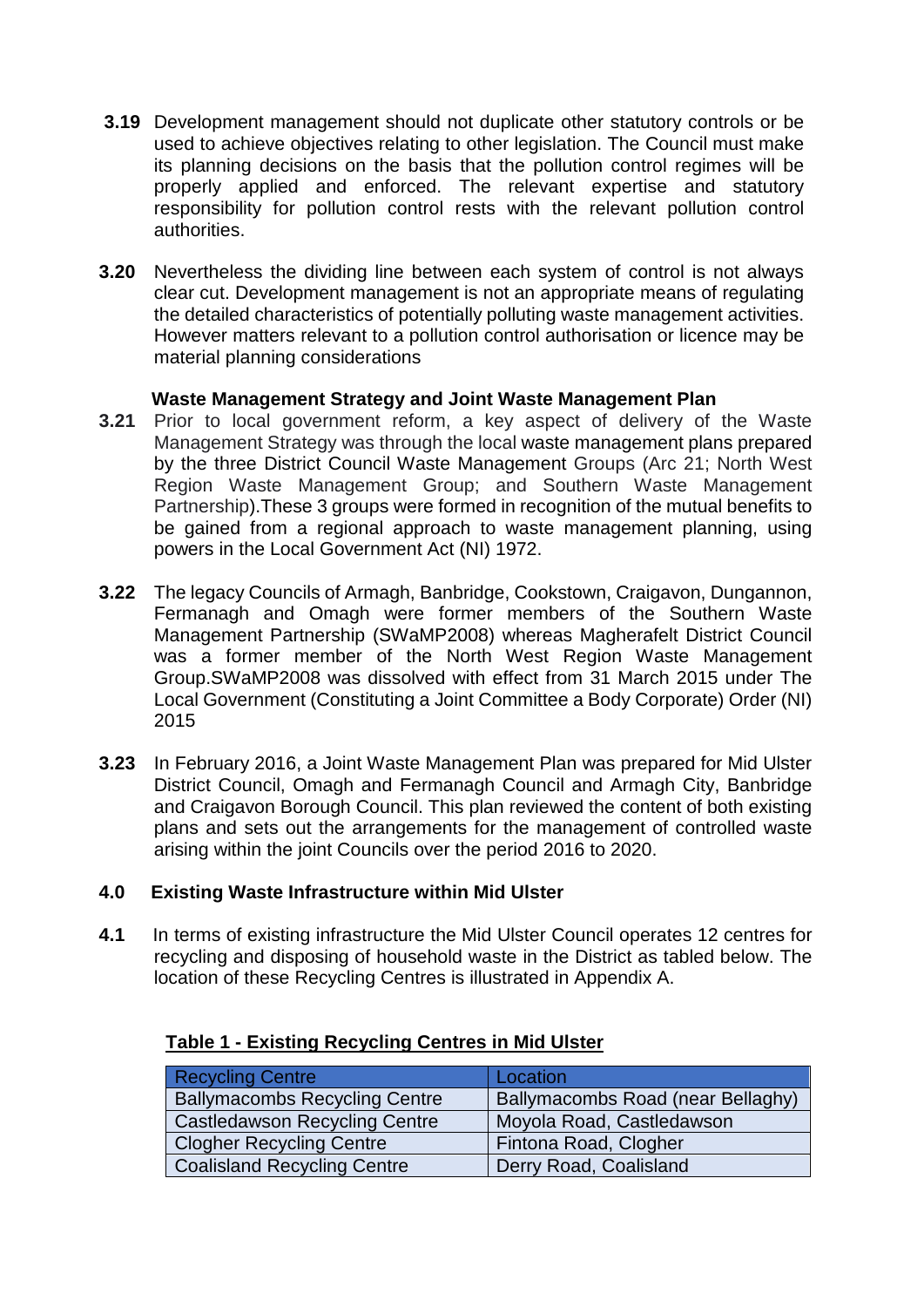**3.19** Development management should not duplicate other statutory controls or be used to achieve objectives relating to other legislation. The Council must make its planning decisions on the basis that the pollution control regimes will be properly applied and enforced. The relevant expertise and statutory responsibility for pollution control rests with the relevant pollution control authorities.

**3.20** Nevertheless the dividing line between each system of control is not always clear cut. Development management is not an appropriate means of regulating the detailed characteristics of potentially polluting waste management activities. However matters relevant to a pollution control authorisation or licence may be material planning considerations

**Waste Management Strategy and Joint Waste Management Plan**

**3.21** Prior to local government reform, a key aspect of delivery of the Waste Management Strategy was through the local waste management plans prepared by the three District Council Waste Management Groups (Arc 21; North West Region Waste Management Group; and Southern Waste Management Partnership).These 3 groups were formed in recognition of the mutual benefits to be gained from a regional approach to waste management planning, using powers in the Local Government Act (NI) 1972.

**3.22** The legacy Councils of Armagh, Banbridge, Cookstown, Craigavon, Dungannon, Fermanagh and Omagh were former members of the Southern Waste Management Partnership (SWaMP2008) whereas Magherafelt District Council was a former member of the North West Region Waste Management Group.SWaMP2008 was dissolved with effect from 31 March 2015 under The Local Government (Constituting a Joint Committee a Body Corporate) Order (NI) 2015

**3.23** In February 2016, a Joint Waste Management Plan was prepared for Mid Ulster District Council, Omagh and Fermanagh Council and Armagh City, Banbridge and Craigavon Borough Council. This plan reviewed the content of both existing plans and sets out the arrangements for the management of controlled waste arising within the joint Councils over the period 2016 to 2020.

## 4.0 Existing Waste Infrastructure within Mid Ulster

**4.1** In terms of existing infrastructure the Mid Ulster Council operates 12 centres for recycling and disposing of household waste in the District as tabled below. The location of these Recycling Centres is illustrated in Appendix A.

**Table 1 - Existing Recycling Centres in Mid Ulster**

| Recycling Centre | Location |
|---|---|
| Ballymacombs Recycling Centre | Ballymacombs Road (near Bellaghy) |
| Castledawson Recycling Centre | Moyola Road, Castledawson |
| Clogher Recycling Centre | Fintona Road, Clogher |
| Coalisland Recycling Centre | Derry Road, Coalisland |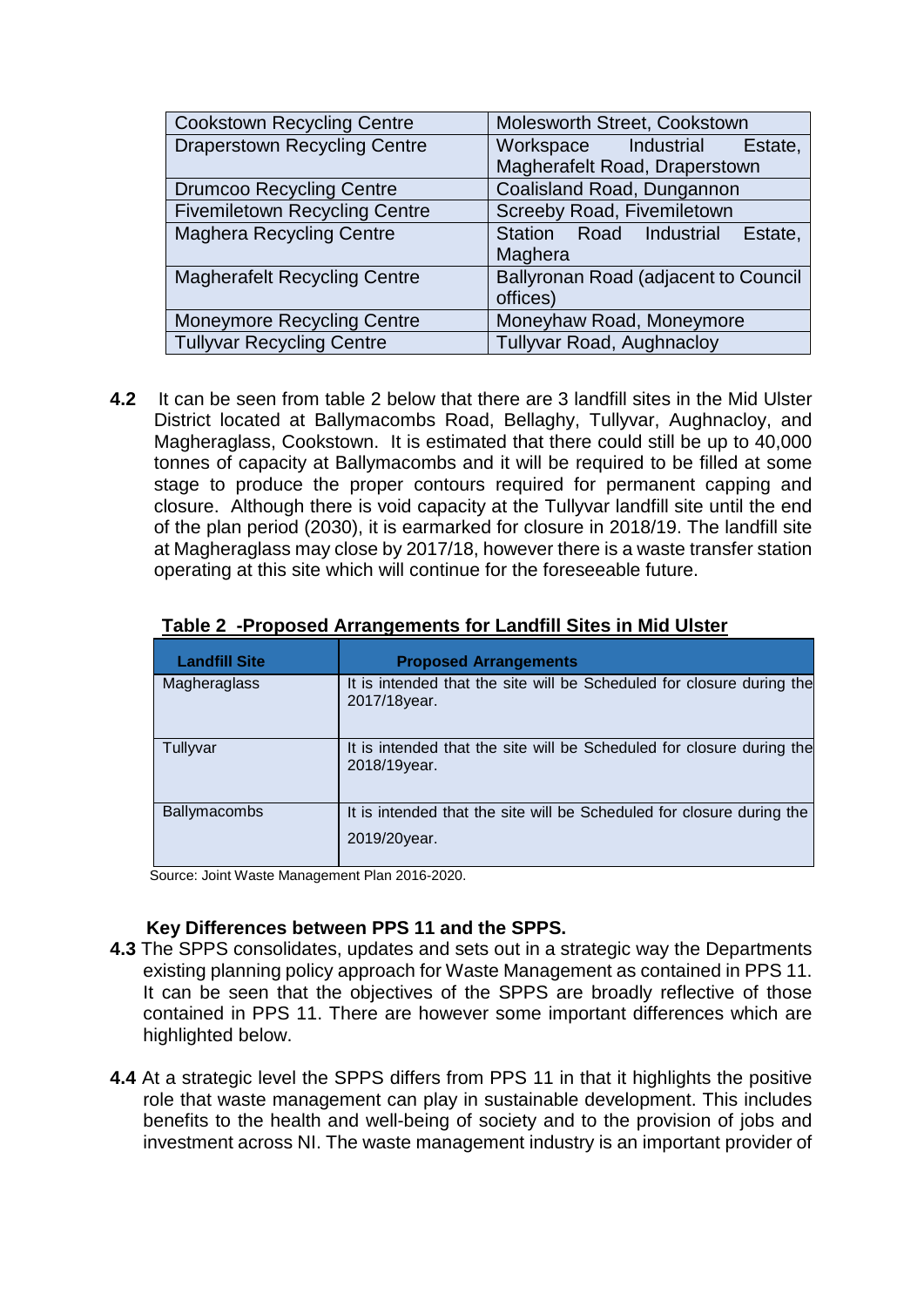| Cookstown Recycling Centre | Molesworth Street, Cookstown |
|---|---|
| Draperstown Recycling Centre | Workspace Industrial Estate, Magherafelt Road, Draperstown |
| Drumcoo Recycling Centre | Coalisland Road, Dungannon |
| Fivemiletown Recycling Centre | Screeby Road, Fivemiletown |
| Maghera Recycling Centre | Station Road Industrial Estate, Maghera |
| Magherafelt Recycling Centre | Ballyronan Road (adjacent to Council offices) |
| Moneymore Recycling Centre | Moneyhaw Road, Moneymore |
| Tullyvar Recycling Centre | Tullyvar Road, Aughnacloy |

**4.2** It can be seen from table 2 below that there are 3 landfill sites in the Mid Ulster District located at Ballymacombs Road, Bellaghy, Tullyvar, Aughnacloy, and Magheraglass, Cookstown. It is estimated that there could still be up to 40,000 tonnes of capacity at Ballymacombs and it will be required to be filled at some stage to produce the proper contours required for permanent capping and closure. Although there is void capacity at the Tullyvar landfill site until the end of the plan period (2030), it is earmarked for closure in 2018/19. The landfill site at Magheraglass may close by 2017/18, however there is a waste transfer station operating at this site which will continue for the foreseeable future.

**Table 2 -Proposed Arrangements for Landfill Sites in Mid Ulster**

| Landfill Site | Proposed Arrangements |
|---|---|
| Magheraglass | It is intended that the site will be Scheduled for closure during the 2017/18year. |
| Tullyvar | It is intended that the site will be Scheduled for closure during the 2018/19year. |
| Ballymacombs | It is intended that the site will be Scheduled for closure during the 2019/20year. |

Source: Joint Waste Management Plan 2016-2020.

**Key Differences between PPS 11 and the SPPS.**

**4.3** The SPPS consolidates, updates and sets out in a strategic way the Departments existing planning policy approach for Waste Management as contained in PPS 11. It can be seen that the objectives of the SPPS are broadly reflective of those contained in PPS 11. There are however some important differences which are highlighted below.

**4.4** At a strategic level the SPPS differs from PPS 11 in that it highlights the positive role that waste management can play in sustainable development. This includes benefits to the health and well-being of society and to the provision of jobs and investment across NI. The waste management industry is an important provider of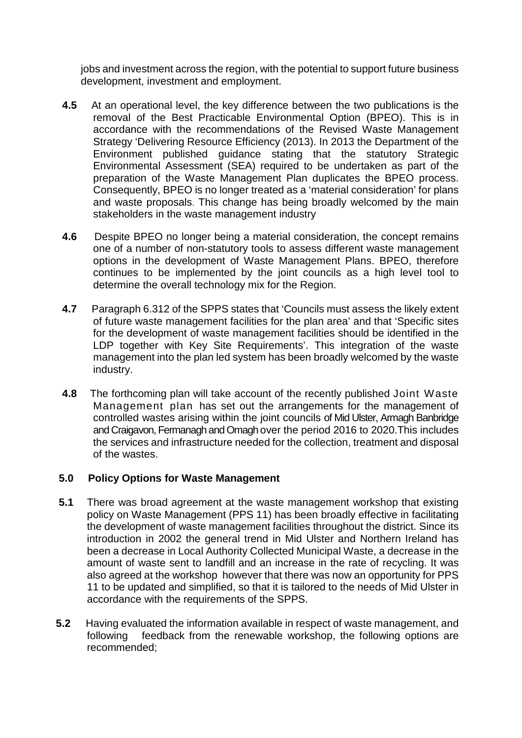jobs and investment across the region, with the potential to support future business development, investment and employment.

**4.5** At an operational level, the key difference between the two publications is the removal of the Best Practicable Environmental Option (BPEO). This is in accordance with the recommendations of the Revised Waste Management Strategy 'Delivering Resource Efficiency (2013). In 2013 the Department of the Environment published guidance stating that the statutory Strategic Environmental Assessment (SEA) required to be undertaken as part of the preparation of the Waste Management Plan duplicates the BPEO process. Consequently, BPEO is no longer treated as a 'material consideration' for plans and waste proposals. This change has being broadly welcomed by the main stakeholders in the waste management industry

**4.6** Despite BPEO no longer being a material consideration, the concept remains one of a number of non-statutory tools to assess different waste management options in the development of Waste Management Plans. BPEO, therefore continues to be implemented by the joint councils as a high level tool to determine the overall technology mix for the Region.

**4.7** Paragraph 6.312 of the SPPS states that 'Councils must assess the likely extent of future waste management facilities for the plan area' and that 'Specific sites for the development of waste management facilities should be identified in the LDP together with Key Site Requirements'. This integration of the waste management into the plan led system has been broadly welcomed by the waste industry.

**4.8** The forthcoming plan will take account of the recently published Joint Waste Management plan has set out the arrangements for the management of controlled wastes arising within the joint councils of Mid Ulster, Armagh Banbridge and Craigavon, Fermanagh and Omagh over the period 2016 to 2020.This includes the services and infrastructure needed for the collection, treatment and disposal of the wastes.

## 5.0 Policy Options for Waste Management

**5.1** There was broad agreement at the waste management workshop that existing policy on Waste Management (PPS 11) has been broadly effective in facilitating the development of waste management facilities throughout the district. Since its introduction in 2002 the general trend in Mid Ulster and Northern Ireland has been a decrease in Local Authority Collected Municipal Waste, a decrease in the amount of waste sent to landfill and an increase in the rate of recycling. It was also agreed at the workshop however that there was now an opportunity for PPS 11 to be updated and simplified, so that it is tailored to the needs of Mid Ulster in accordance with the requirements of the SPPS.

**5.2** Having evaluated the information available in respect of waste management, and following feedback from the renewable workshop, the following options are recommended;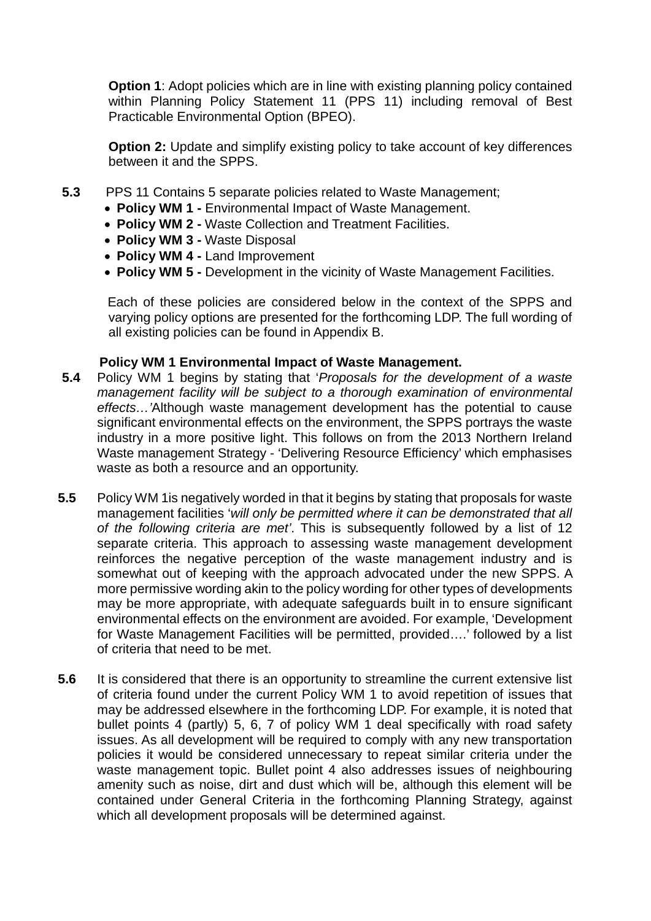**Option 1**: Adopt policies which are in line with existing planning policy contained within Planning Policy Statement 11 (PPS 11) including removal of Best Practicable Environmental Option (BPEO).

**Option 2:** Update and simplify existing policy to take account of key differences between it and the SPPS.

**5.3** PPS 11 Contains 5 separate policies related to Waste Management;

- **Policy WM 1 -** Environmental Impact of Waste Management.
- **Policy WM 2 -** Waste Collection and Treatment Facilities.
- **Policy WM 3 -** Waste Disposal
- **Policy WM 4 -** Land Improvement
- **Policy WM 5 -** Development in the vicinity of Waste Management Facilities.

Each of these policies are considered below in the context of the SPPS and varying policy options are presented for the forthcoming LDP. The full wording of all existing policies can be found in Appendix B.

**Policy WM 1 Environmental Impact of Waste Management.**

**5.4** Policy WM 1 begins by stating that '*Proposals for the development of a waste management facility will be subject to a thorough examination of environmental effects…'*Although waste management development has the potential to cause significant environmental effects on the environment, the SPPS portrays the waste industry in a more positive light. This follows on from the 2013 Northern Ireland Waste management Strategy - 'Delivering Resource Efficiency' which emphasises waste as both a resource and an opportunity.

**5.5** Policy WM 1is negatively worded in that it begins by stating that proposals for waste management facilities '*will only be permitted where it can be demonstrated that all of the following criteria are met'*. This is subsequently followed by a list of 12 separate criteria. This approach to assessing waste management development reinforces the negative perception of the waste management industry and is somewhat out of keeping with the approach advocated under the new SPPS. A more permissive wording akin to the policy wording for other types of developments may be more appropriate, with adequate safeguards built in to ensure significant environmental effects on the environment are avoided. For example, 'Development for Waste Management Facilities will be permitted, provided….' followed by a list of criteria that need to be met.

**5.6** It is considered that there is an opportunity to streamline the current extensive list of criteria found under the current Policy WM 1 to avoid repetition of issues that may be addressed elsewhere in the forthcoming LDP. For example, it is noted that bullet points 4 (partly) 5, 6, 7 of policy WM 1 deal specifically with road safety issues. As all development will be required to comply with any new transportation policies it would be considered unnecessary to repeat similar criteria under the waste management topic. Bullet point 4 also addresses issues of neighbouring amenity such as noise, dirt and dust which will be, although this element will be contained under General Criteria in the forthcoming Planning Strategy, against which all development proposals will be determined against.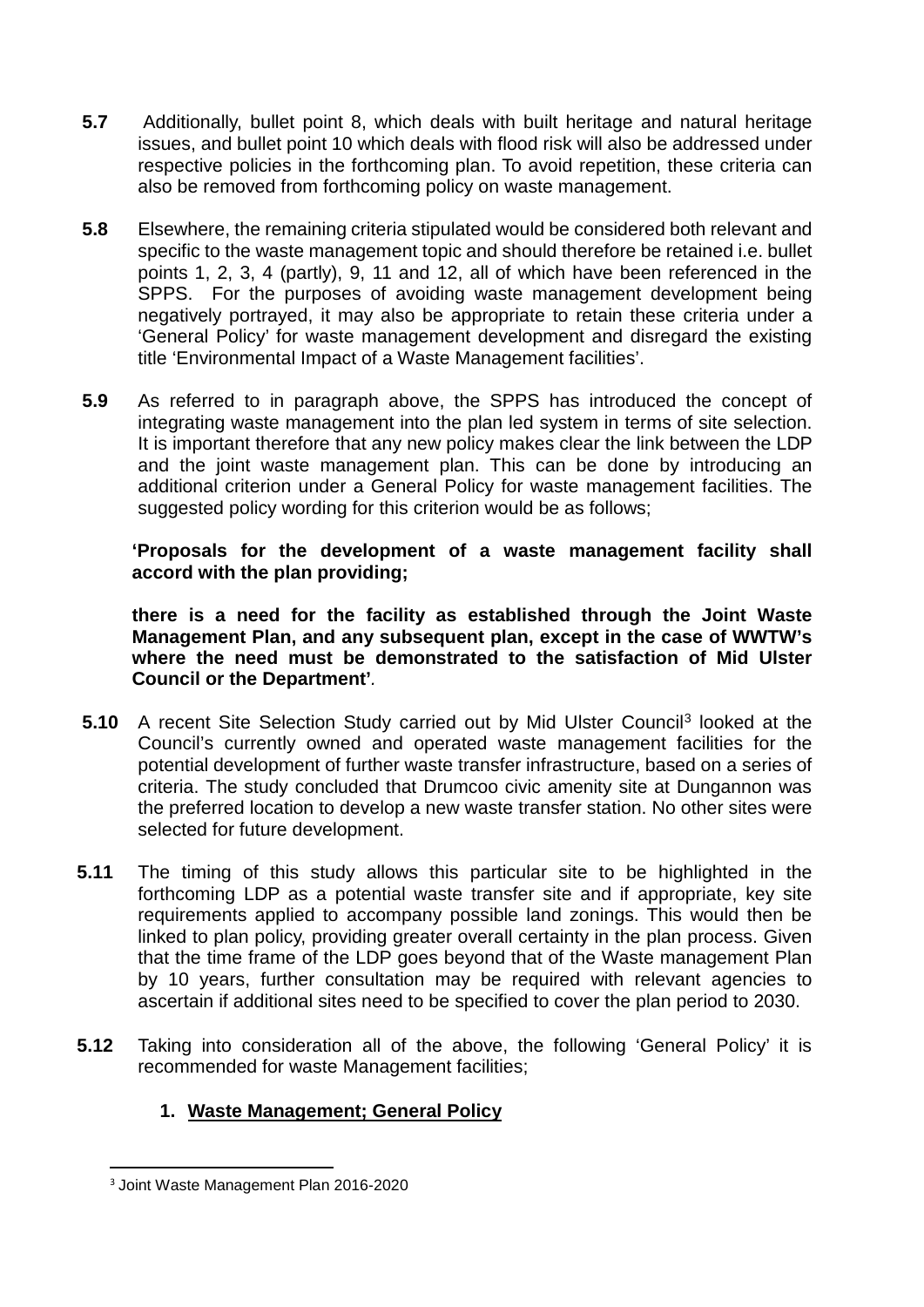**5.7** Additionally, bullet point 8, which deals with built heritage and natural heritage issues, and bullet point 10 which deals with flood risk will also be addressed under respective policies in the forthcoming plan. To avoid repetition, these criteria can also be removed from forthcoming policy on waste management.

**5.8** Elsewhere, the remaining criteria stipulated would be considered both relevant and specific to the waste management topic and should therefore be retained i.e. bullet points 1, 2, 3, 4 (partly), 9, 11 and 12, all of which have been referenced in the SPPS. For the purposes of avoiding waste management development being negatively portrayed, it may also be appropriate to retain these criteria under a 'General Policy' for waste management development and disregard the existing title 'Environmental Impact of a Waste Management facilities'.

**5.9** As referred to in paragraph above, the SPPS has introduced the concept of integrating waste management into the plan led system in terms of site selection. It is important therefore that any new policy makes clear the link between the LDP and the joint waste management plan. This can be done by introducing an additional criterion under a General Policy for waste management facilities. The suggested policy wording for this criterion would be as follows;

**'Proposals for the development of a waste management facility shall accord with the plan providing;**

**there is a need for the facility as established through the Joint Waste Management Plan, and any subsequent plan, except in the case of WWTW's where the need must be demonstrated to the satisfaction of Mid Ulster Council or the Department'**.

**5.10** A recent Site Selection Study carried out by Mid Ulster Council[3] looked at the Council's currently owned and operated waste management facilities for the potential development of further waste transfer infrastructure, based on a series of criteria. The study concluded that Drumcoo civic amenity site at Dungannon was the preferred location to develop a new waste transfer station. No other sites were selected for future development.

**5.11** The timing of this study allows this particular site to be highlighted in the forthcoming LDP as a potential waste transfer site and if appropriate, key site requirements applied to accompany possible land zonings. This would then be linked to plan policy, providing greater overall certainty in the plan process. Given that the time frame of the LDP goes beyond that of the Waste management Plan by 10 years, further consultation may be required with relevant agencies to ascertain if additional sites need to be specified to cover the plan period to 2030.

**5.12** Taking into consideration all of the above, the following 'General Policy' it is recommended for waste Management facilities;

1. **<u>Waste Management; General Policy</u>**

---

[3] Joint Waste Management Plan 2016-2020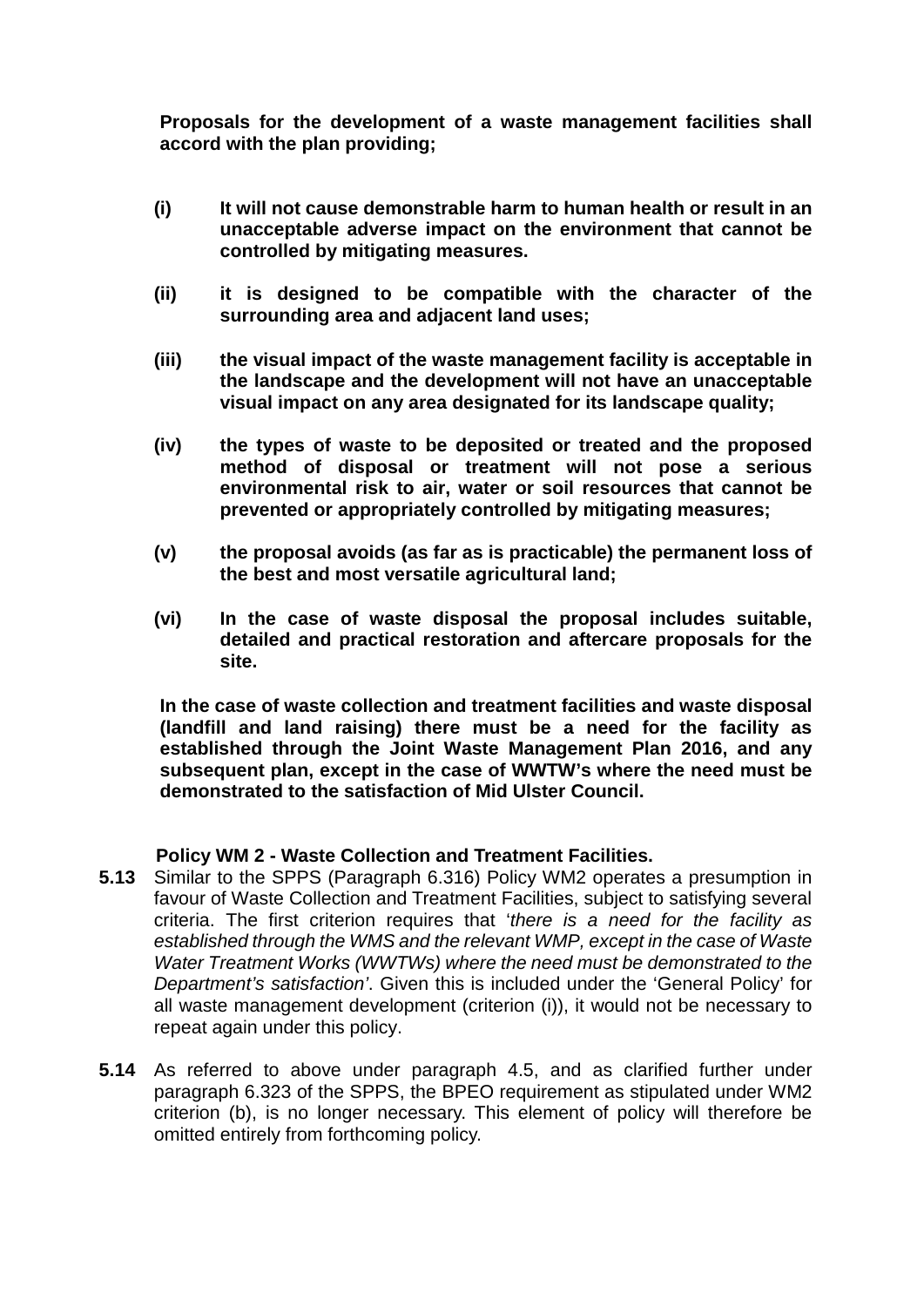**Proposals for the development of a waste management facilities shall accord with the plan providing;**

**(i)** **It will not cause demonstrable harm to human health or result in an unacceptable adverse impact on the environment that cannot be controlled by mitigating measures.**

**(ii)** **it is designed to be compatible with the character of the surrounding area and adjacent land uses;**

**(iii)** **the visual impact of the waste management facility is acceptable in the landscape and the development will not have an unacceptable visual impact on any area designated for its landscape quality;**

**(iv)** **the types of waste to be deposited or treated and the proposed method of disposal or treatment will not pose a serious environmental risk to air, water or soil resources that cannot be prevented or appropriately controlled by mitigating measures;**

**(v)** **the proposal avoids (as far as is practicable) the permanent loss of the best and most versatile agricultural land;**

**(vi)** **In the case of waste disposal the proposal includes suitable, detailed and practical restoration and aftercare proposals for the site.**

**In the case of waste collection and treatment facilities and waste disposal (landfill and land raising) there must be a need for the facility as established through the Joint Waste Management Plan 2016, and any subsequent plan, except in the case of WWTW's where the need must be demonstrated to the satisfaction of Mid Ulster Council.**

**Policy WM 2 - Waste Collection and Treatment Facilities.**

**5.13** Similar to the SPPS (Paragraph 6.316) Policy WM2 operates a presumption in favour of Waste Collection and Treatment Facilities, subject to satisfying several criteria. The first criterion requires that '*there is a need for the facility as established through the WMS and the relevant WMP, except in the case of Waste Water Treatment Works (WWTWs) where the need must be demonstrated to the Department's satisfaction*'. Given this is included under the 'General Policy' for all waste management development (criterion (i)), it would not be necessary to repeat again under this policy.

**5.14** As referred to above under paragraph 4.5, and as clarified further under paragraph 6.323 of the SPPS, the BPEO requirement as stipulated under WM2 criterion (b), is no longer necessary. This element of policy will therefore be omitted entirely from forthcoming policy.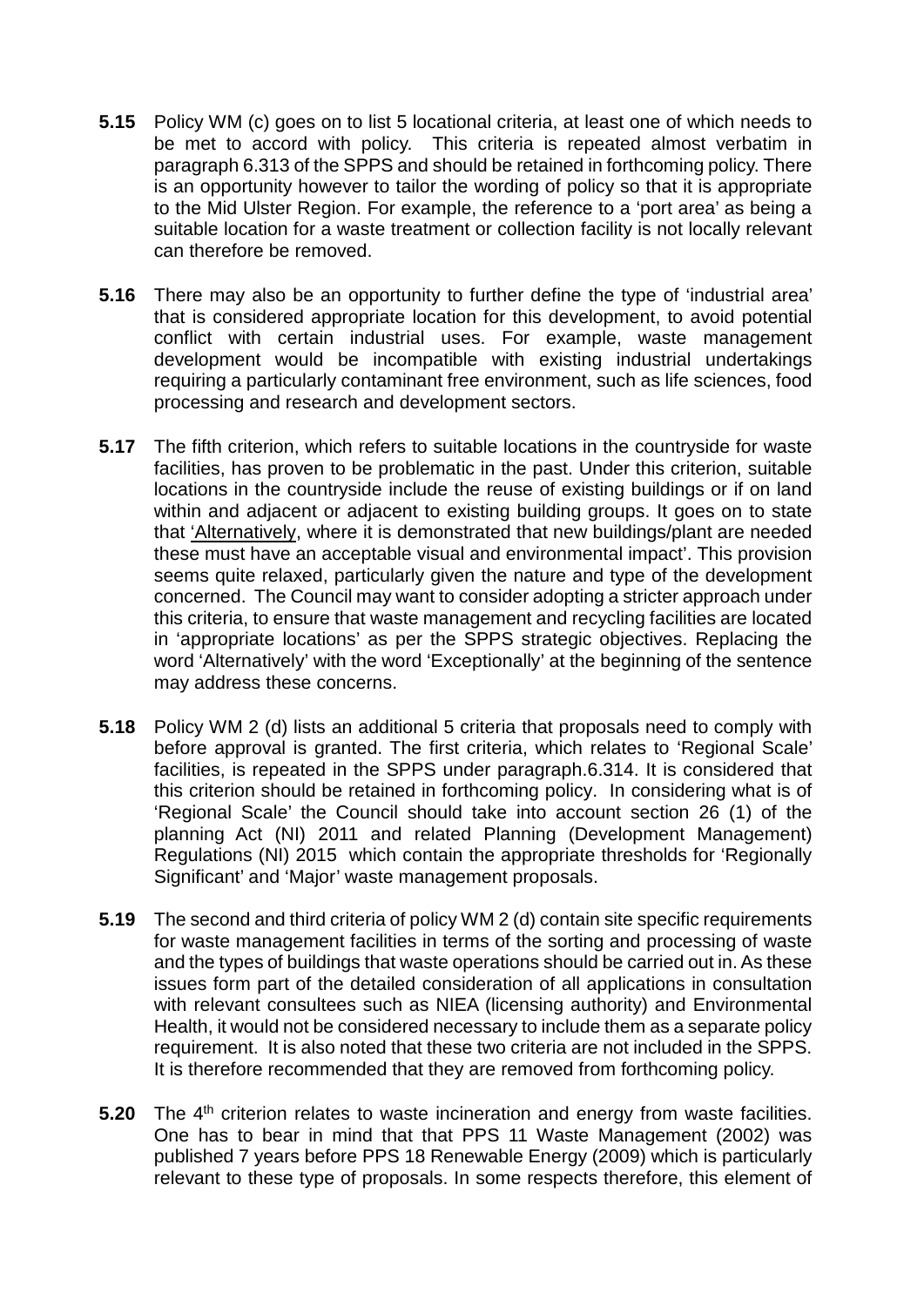**5.15** Policy WM (c) goes on to list 5 locational criteria, at least one of which needs to be met to accord with policy. This criteria is repeated almost verbatim in paragraph 6.313 of the SPPS and should be retained in forthcoming policy. There is an opportunity however to tailor the wording of policy so that it is appropriate to the Mid Ulster Region. For example, the reference to a 'port area' as being a suitable location for a waste treatment or collection facility is not locally relevant can therefore be removed.

**5.16** There may also be an opportunity to further define the type of 'industrial area' that is considered appropriate location for this development, to avoid potential conflict with certain industrial uses. For example, waste management development would be incompatible with existing industrial undertakings requiring a particularly contaminant free environment, such as life sciences, food processing and research and development sectors.

**5.17** The fifth criterion, which refers to suitable locations in the countryside for waste facilities, has proven to be problematic in the past. Under this criterion, suitable locations in the countryside include the reuse of existing buildings or if on land within and adjacent or adjacent to existing building groups. It goes on to state that 'Alternatively, where it is demonstrated that new buildings/plant are needed these must have an acceptable visual and environmental impact'. This provision seems quite relaxed, particularly given the nature and type of the development concerned. The Council may want to consider adopting a stricter approach under this criteria, to ensure that waste management and recycling facilities are located in 'appropriate locations' as per the SPPS strategic objectives. Replacing the word 'Alternatively' with the word 'Exceptionally' at the beginning of the sentence may address these concerns.

**5.18** Policy WM 2 (d) lists an additional 5 criteria that proposals need to comply with before approval is granted. The first criteria, which relates to 'Regional Scale' facilities, is repeated in the SPPS under paragraph.6.314. It is considered that this criterion should be retained in forthcoming policy. In considering what is of 'Regional Scale' the Council should take into account section 26 (1) of the planning Act (NI) 2011 and related Planning (Development Management) Regulations (NI) 2015 which contain the appropriate thresholds for 'Regionally Significant' and 'Major' waste management proposals.

**5.19** The second and third criteria of policy WM 2 (d) contain site specific requirements for waste management facilities in terms of the sorting and processing of waste and the types of buildings that waste operations should be carried out in. As these issues form part of the detailed consideration of all applications in consultation with relevant consultees such as NIEA (licensing authority) and Environmental Health, it would not be considered necessary to include them as a separate policy requirement. It is also noted that these two criteria are not included in the SPPS. It is therefore recommended that they are removed from forthcoming policy.

**5.20** The 4th criterion relates to waste incineration and energy from waste facilities. One has to bear in mind that that PPS 11 Waste Management (2002) was published 7 years before PPS 18 Renewable Energy (2009) which is particularly relevant to these type of proposals. In some respects therefore, this element of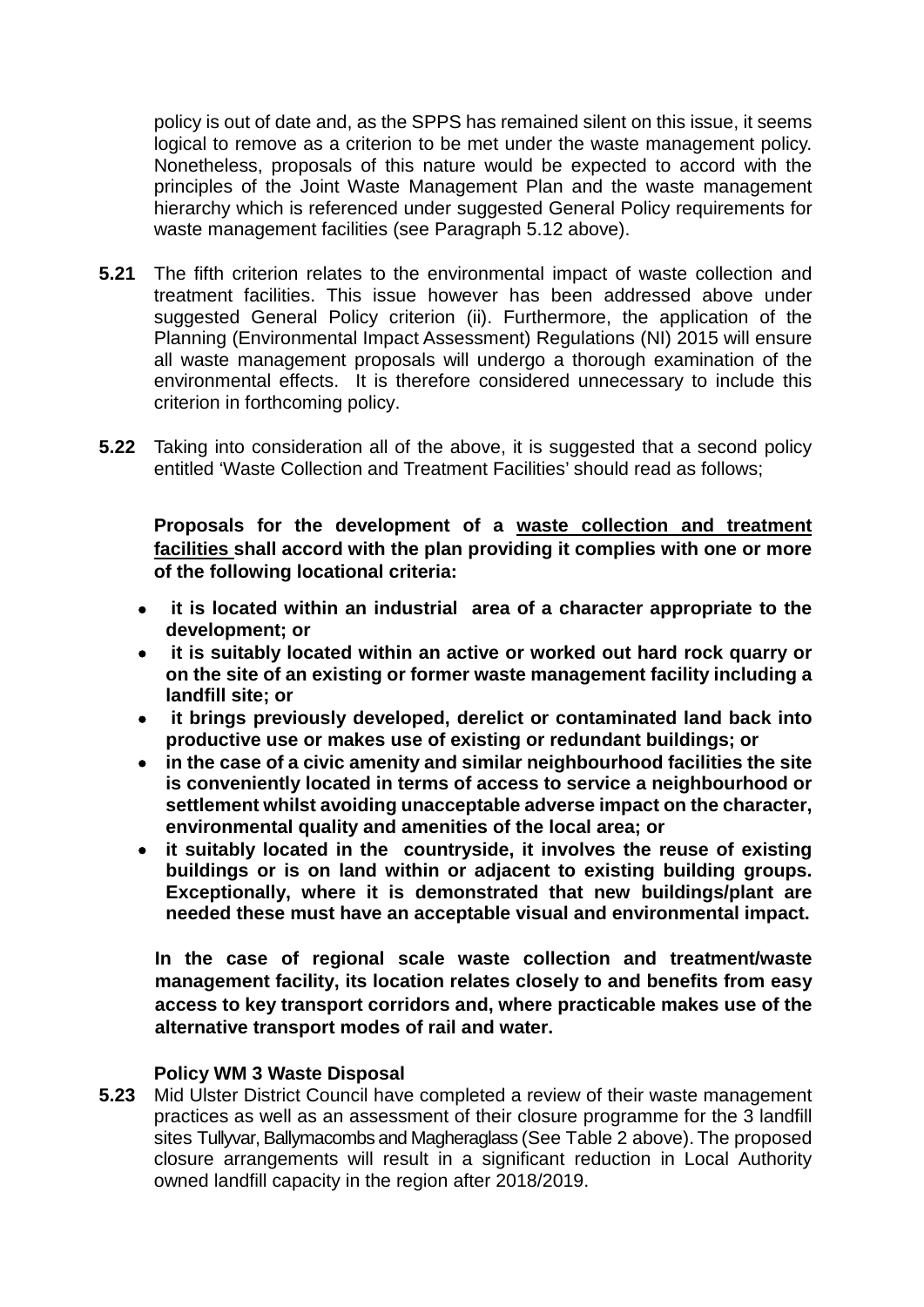policy is out of date and, as the SPPS has remained silent on this issue, it seems logical to remove as a criterion to be met under the waste management policy. Nonetheless, proposals of this nature would be expected to accord with the principles of the Joint Waste Management Plan and the waste management hierarchy which is referenced under suggested General Policy requirements for waste management facilities (see Paragraph 5.12 above).

**5.21** The fifth criterion relates to the environmental impact of waste collection and treatment facilities. This issue however has been addressed above under suggested General Policy criterion (ii). Furthermore, the application of the Planning (Environmental Impact Assessment) Regulations (NI) 2015 will ensure all waste management proposals will undergo a thorough examination of the environmental effects. It is therefore considered unnecessary to include this criterion in forthcoming policy.

**5.22** Taking into consideration all of the above, it is suggested that a second policy entitled 'Waste Collection and Treatment Facilities' should read as follows;

**Proposals for the development of a <u>waste collection and treatment facilities</u> shall accord with the plan providing it complies with one or more of the following locational criteria:**

- **it is located within an industrial area of a character appropriate to the development; or**
- **it is suitably located within an active or worked out hard rock quarry or on the site of an existing or former waste management facility including a landfill site; or**
- **it brings previously developed, derelict or contaminated land back into productive use or makes use of existing or redundant buildings; or**
- **in the case of a civic amenity and similar neighbourhood facilities the site is conveniently located in terms of access to service a neighbourhood or settlement whilst avoiding unacceptable adverse impact on the character, environmental quality and amenities of the local area; or**
- **it suitably located in the countryside, it involves the reuse of existing buildings or is on land within or adjacent to existing building groups. Exceptionally, where it is demonstrated that new buildings/plant are needed these must have an acceptable visual and environmental impact.**

**In the case of regional scale waste collection and treatment/waste management facility, its location relates closely to and benefits from easy access to key transport corridors and, where practicable makes use of the alternative transport modes of rail and water.**

**Policy WM 3 Waste Disposal**

**5.23** Mid Ulster District Council have completed a review of their waste management practices as well as an assessment of their closure programme for the 3 landfill sites Tullyvar, Ballymacombs and Magheraglass (See Table 2 above). The proposed closure arrangements will result in a significant reduction in Local Authority owned landfill capacity in the region after 2018/2019.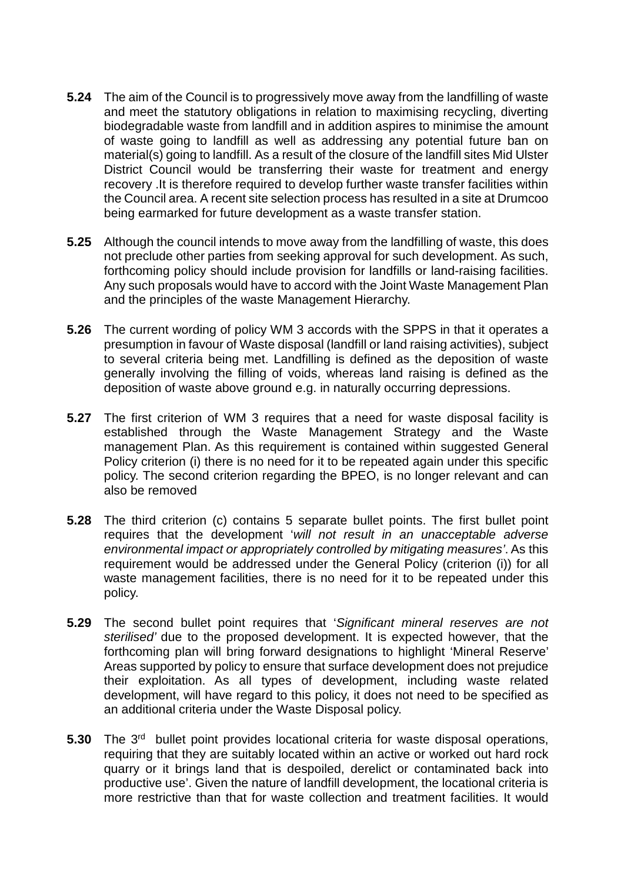**5.24** The aim of the Council is to progressively move away from the landfilling of waste and meet the statutory obligations in relation to maximising recycling, diverting biodegradable waste from landfill and in addition aspires to minimise the amount of waste going to landfill as well as addressing any potential future ban on material(s) going to landfill. As a result of the closure of the landfill sites Mid Ulster District Council would be transferring their waste for treatment and energy recovery .It is therefore required to develop further waste transfer facilities within the Council area. A recent site selection process has resulted in a site at Drumcoo being earmarked for future development as a waste transfer station.

**5.25** Although the council intends to move away from the landfilling of waste, this does not preclude other parties from seeking approval for such development. As such, forthcoming policy should include provision for landfills or land-raising facilities. Any such proposals would have to accord with the Joint Waste Management Plan and the principles of the waste Management Hierarchy.

**5.26** The current wording of policy WM 3 accords with the SPPS in that it operates a presumption in favour of Waste disposal (landfill or land raising activities), subject to several criteria being met. Landfilling is defined as the deposition of waste generally involving the filling of voids, whereas land raising is defined as the deposition of waste above ground e.g. in naturally occurring depressions.

**5.27** The first criterion of WM 3 requires that a need for waste disposal facility is established through the Waste Management Strategy and the Waste management Plan. As this requirement is contained within suggested General Policy criterion (i) there is no need for it to be repeated again under this specific policy. The second criterion regarding the BPEO, is no longer relevant and can also be removed

**5.28** The third criterion (c) contains 5 separate bullet points. The first bullet point requires that the development '*will not result in an unacceptable adverse environmental impact or appropriately controlled by mitigating measures'*. As this requirement would be addressed under the General Policy (criterion (i)) for all waste management facilities, there is no need for it to be repeated under this policy.

**5.29** The second bullet point requires that '*Significant mineral reserves are not sterilised'* due to the proposed development. It is expected however, that the forthcoming plan will bring forward designations to highlight 'Mineral Reserve' Areas supported by policy to ensure that surface development does not prejudice their exploitation. As all types of development, including waste related development, will have regard to this policy, it does not need to be specified as an additional criteria under the Waste Disposal policy.

**5.30** The 3rd bullet point provides locational criteria for waste disposal operations, requiring that they are suitably located within an active or worked out hard rock quarry or it brings land that is despoiled, derelict or contaminated back into productive use'. Given the nature of landfill development, the locational criteria is more restrictive than that for waste collection and treatment facilities. It would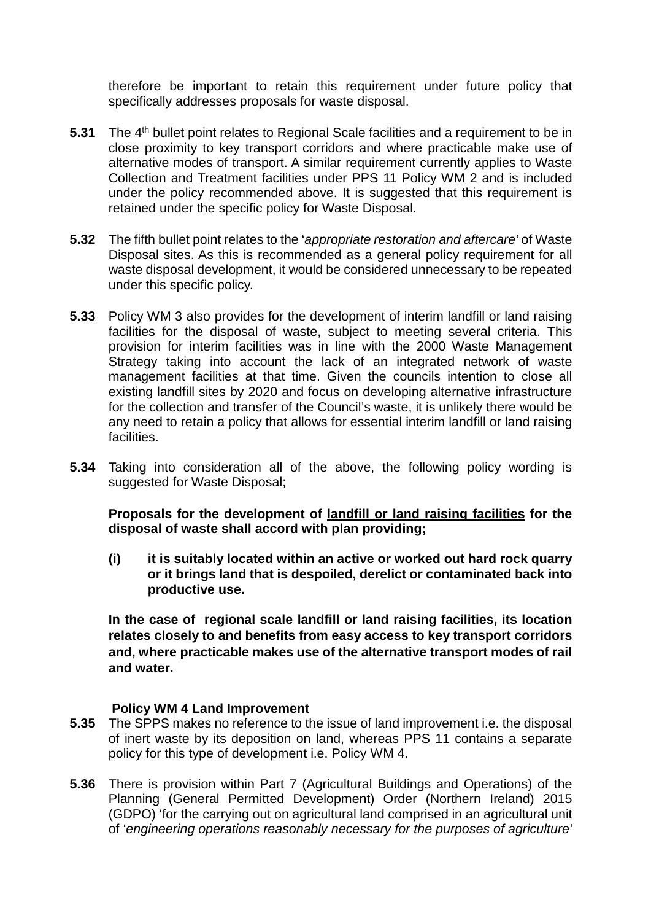therefore be important to retain this requirement under future policy that specifically addresses proposals for waste disposal.

**5.31** The 4th bullet point relates to Regional Scale facilities and a requirement to be in close proximity to key transport corridors and where practicable make use of alternative modes of transport. A similar requirement currently applies to Waste Collection and Treatment facilities under PPS 11 Policy WM 2 and is included under the policy recommended above. It is suggested that this requirement is retained under the specific policy for Waste Disposal.

**5.32** The fifth bullet point relates to the '*appropriate restoration and aftercare'* of Waste Disposal sites. As this is recommended as a general policy requirement for all waste disposal development, it would be considered unnecessary to be repeated under this specific policy.

**5.33** Policy WM 3 also provides for the development of interim landfill or land raising facilities for the disposal of waste, subject to meeting several criteria. This provision for interim facilities was in line with the 2000 Waste Management Strategy taking into account the lack of an integrated network of waste management facilities at that time. Given the councils intention to close all existing landfill sites by 2020 and focus on developing alternative infrastructure for the collection and transfer of the Council's waste, it is unlikely there would be any need to retain a policy that allows for essential interim landfill or land raising facilities.

**5.34** Taking into consideration all of the above, the following policy wording is suggested for Waste Disposal;

**Proposals for the development of <u>landfill or land raising facilities</u> for the disposal of waste shall accord with plan providing;**

**(i) it is suitably located within an active or worked out hard rock quarry or it brings land that is despoiled, derelict or contaminated back into productive use.**

**In the case of regional scale landfill or land raising facilities, its location relates closely to and benefits from easy access to key transport corridors and, where practicable makes use of the alternative transport modes of rail and water.**

**Policy WM 4 Land Improvement**

**5.35** The SPPS makes no reference to the issue of land improvement i.e. the disposal of inert waste by its deposition on land, whereas PPS 11 contains a separate policy for this type of development i.e. Policy WM 4.

**5.36** There is provision within Part 7 (Agricultural Buildings and Operations) of the Planning (General Permitted Development) Order (Northern Ireland) 2015 (GDPO) 'for the carrying out on agricultural land comprised in an agricultural unit of '*engineering operations reasonably necessary for the purposes of agriculture'*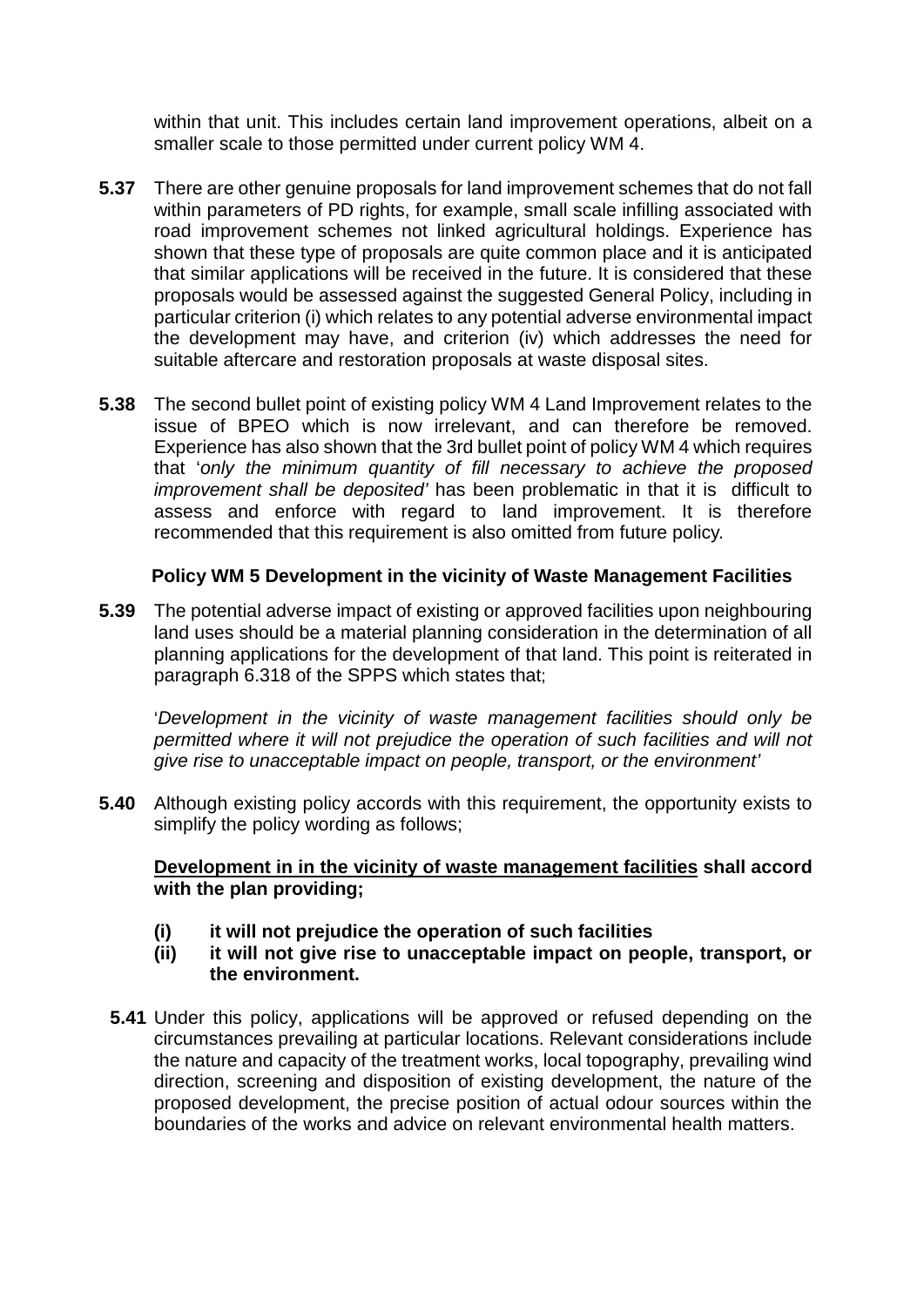within that unit. This includes certain land improvement operations, albeit on a smaller scale to those permitted under current policy WM 4.

**5.37** There are other genuine proposals for land improvement schemes that do not fall within parameters of PD rights, for example, small scale infilling associated with road improvement schemes not linked agricultural holdings. Experience has shown that these type of proposals are quite common place and it is anticipated that similar applications will be received in the future. It is considered that these proposals would be assessed against the suggested General Policy, including in particular criterion (i) which relates to any potential adverse environmental impact the development may have, and criterion (iv) which addresses the need for suitable aftercare and restoration proposals at waste disposal sites.

**5.38** The second bullet point of existing policy WM 4 Land Improvement relates to the issue of BPEO which is now irrelevant, and can therefore be removed. Experience has also shown that the 3rd bullet point of policy WM 4 which requires that '*only the minimum quantity of fill necessary to achieve the proposed improvement shall be deposited'* has been problematic in that it is difficult to assess and enforce with regard to land improvement. It is therefore recommended that this requirement is also omitted from future policy.

**Policy WM 5 Development in the vicinity of Waste Management Facilities**

**5.39** The potential adverse impact of existing or approved facilities upon neighbouring land uses should be a material planning consideration in the determination of all planning applications for the development of that land. This point is reiterated in paragraph 6.318 of the SPPS which states that;

'*Development in the vicinity of waste management facilities should only be permitted where it will not prejudice the operation of such facilities and will not give rise to unacceptable impact on people, transport, or the environment'*

**5.40** Although existing policy accords with this requirement, the opportunity exists to simplify the policy wording as follows;

**<u>Development in in the vicinity of waste management facilities</u> shall accord with the plan providing;**

- **(i) it will not prejudice the operation of such facilities**
- **(ii) it will not give rise to unacceptable impact on people, transport, or the environment.**

**5.41** Under this policy, applications will be approved or refused depending on the circumstances prevailing at particular locations. Relevant considerations include the nature and capacity of the treatment works, local topography, prevailing wind direction, screening and disposition of existing development, the nature of the proposed development, the precise position of actual odour sources within the boundaries of the works and advice on relevant environmental health matters.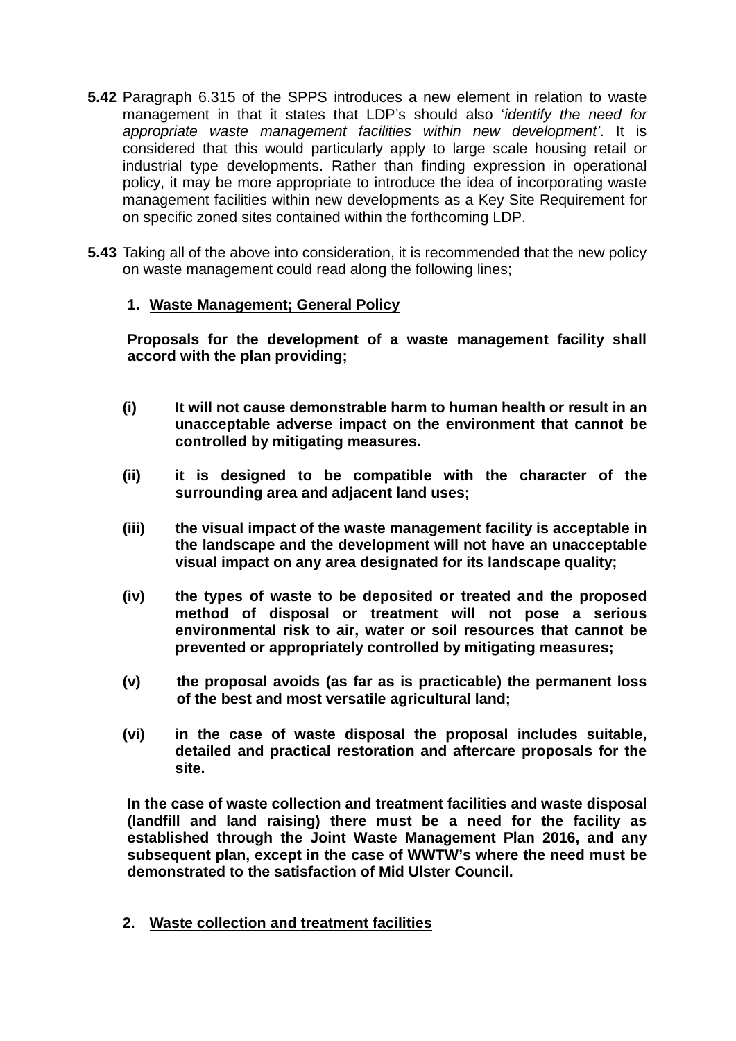**5.42** Paragraph 6.315 of the SPPS introduces a new element in relation to waste management in that it states that LDP's should also '*identify the need for appropriate waste management facilities within new development'*. It is considered that this would particularly apply to large scale housing retail or industrial type developments. Rather than finding expression in operational policy, it may be more appropriate to introduce the idea of incorporating waste management facilities within new developments as a Key Site Requirement for on specific zoned sites contained within the forthcoming LDP.

**5.43** Taking all of the above into consideration, it is recommended that the new policy on waste management could read along the following lines;

1. **Waste Management; General Policy**

**Proposals for the development of a waste management facility shall accord with the plan providing;**

**(i)** **It will not cause demonstrable harm to human health or result in an unacceptable adverse impact on the environment that cannot be controlled by mitigating measures.**

**(ii)** **it is designed to be compatible with the character of the surrounding area and adjacent land uses;**

**(iii)** **the visual impact of the waste management facility is acceptable in the landscape and the development will not have an unacceptable visual impact on any area designated for its landscape quality;**

**(iv)** **the types of waste to be deposited or treated and the proposed method of disposal or treatment will not pose a serious environmental risk to air, water or soil resources that cannot be prevented or appropriately controlled by mitigating measures;**

**(v)** **the proposal avoids (as far as is practicable) the permanent loss of the best and most versatile agricultural land;**

**(vi)** **in the case of waste disposal the proposal includes suitable, detailed and practical restoration and aftercare proposals for the site.**

**In the case of waste collection and treatment facilities and waste disposal (landfill and land raising) there must be a need for the facility as established through the Joint Waste Management Plan 2016, and any subsequent plan, except in the case of WWTW's where the need must be demonstrated to the satisfaction of Mid Ulster Council.**

2. **Waste collection and treatment facilities**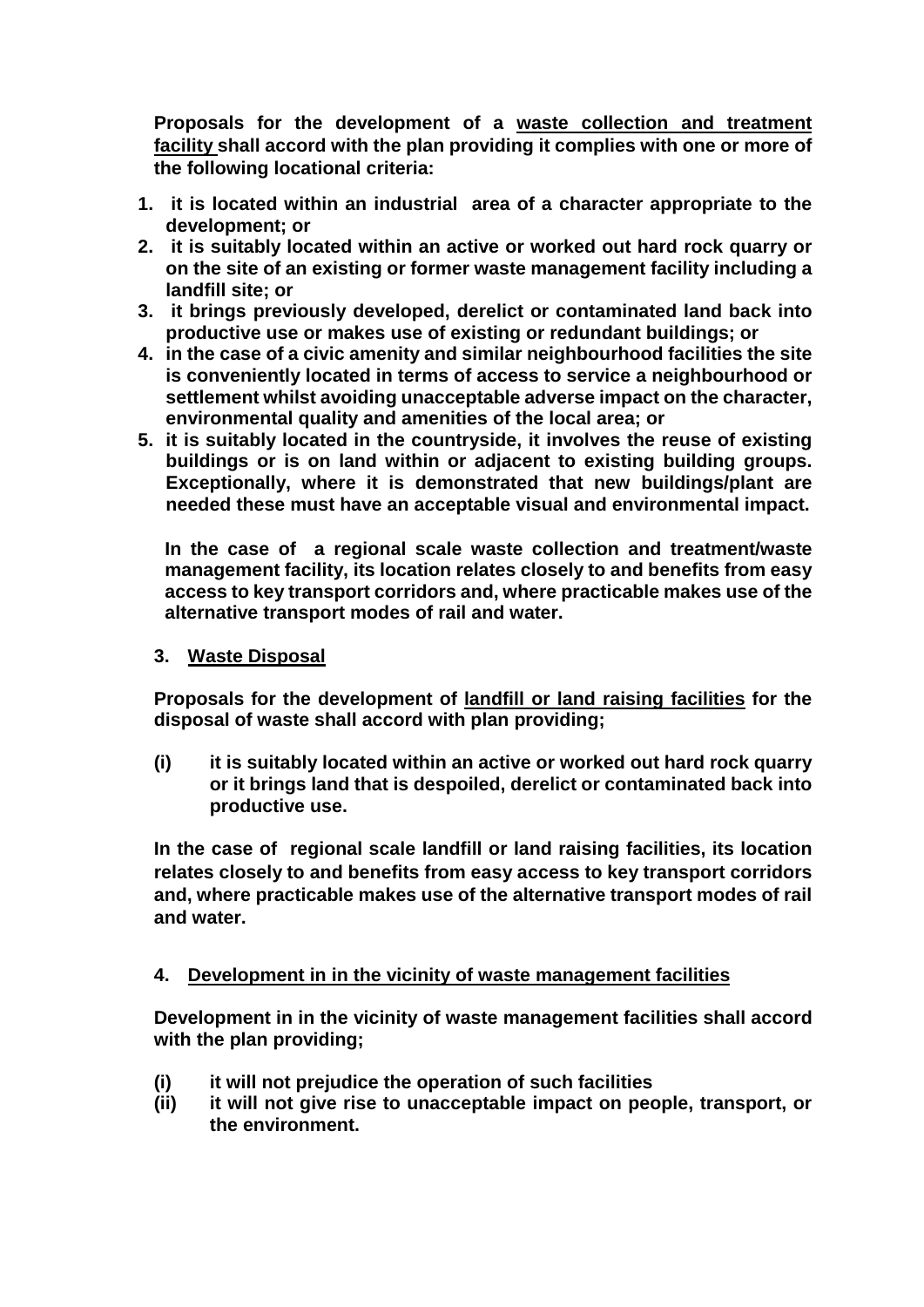**Proposals for the development of a <u>waste collection and treatment facility</u> shall accord with the plan providing it complies with one or more of the following locational criteria:**

1. **it is located within an industrial area of a character appropriate to the development; or**
2. **it is suitably located within an active or worked out hard rock quarry or on the site of an existing or former waste management facility including a landfill site; or**
3. **it brings previously developed, derelict or contaminated land back into productive use or makes use of existing or redundant buildings; or**
4. **in the case of a civic amenity and similar neighbourhood facilities the site is conveniently located in terms of access to service a neighbourhood or settlement whilst avoiding unacceptable adverse impact on the character, environmental quality and amenities of the local area; or**
5. **it is suitably located in the countryside, it involves the reuse of existing buildings or is on land within or adjacent to existing building groups. Exceptionally, where it is demonstrated that new buildings/plant are needed these must have an acceptable visual and environmental impact.**

**In the case of a regional scale waste collection and treatment/waste management facility, its location relates closely to and benefits from easy access to key transport corridors and, where practicable makes use of the alternative transport modes of rail and water.**

**3. <u>Waste Disposal</u>**

**Proposals for the development of <u>landfill or land raising facilities</u> for the disposal of waste shall accord with plan providing;**

**(i) it is suitably located within an active or worked out hard rock quarry or it brings land that is despoiled, derelict or contaminated back into productive use.**

**In the case of regional scale landfill or land raising facilities, its location relates closely to and benefits from easy access to key transport corridors and, where practicable makes use of the alternative transport modes of rail and water.**

**4. <u>Development in in the vicinity of waste management facilities</u>**

**Development in in the vicinity of waste management facilities shall accord with the plan providing;**

**(i) it will not prejudice the operation of such facilities**
**(ii) it will not give rise to unacceptable impact on people, transport, or the environment.**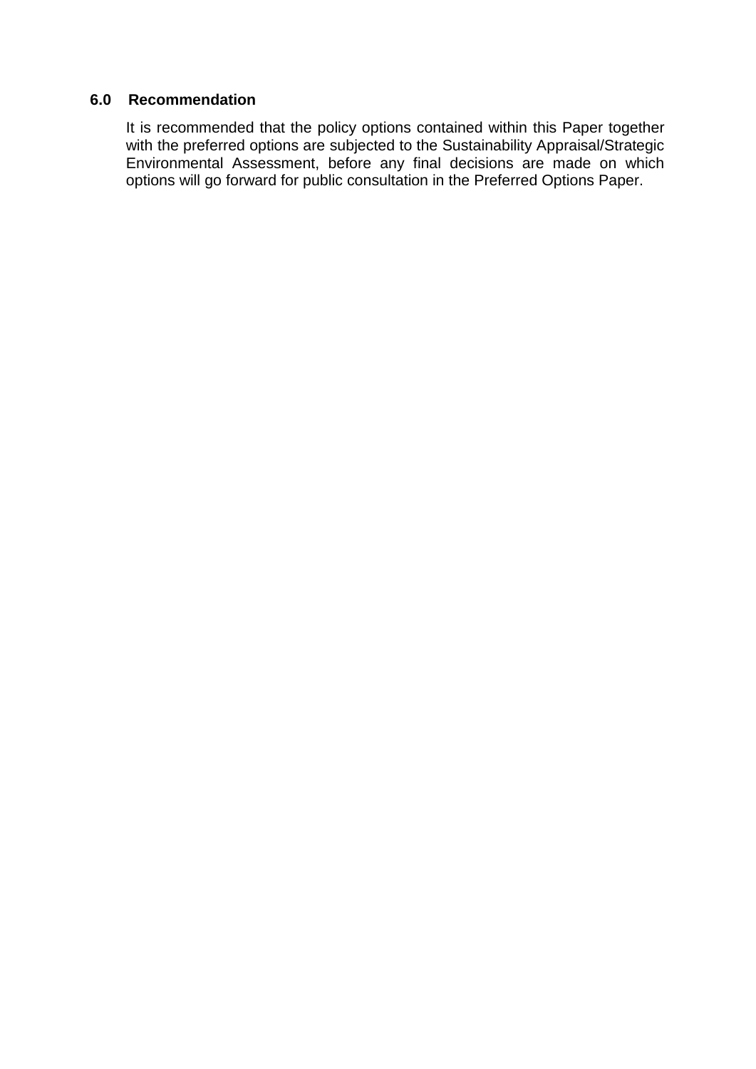## 6.0 Recommendation

It is recommended that the policy options contained within this Paper together with the preferred options are subjected to the Sustainability Appraisal/Strategic Environmental Assessment, before any final decisions are made on which options will go forward for public consultation in the Preferred Options Paper.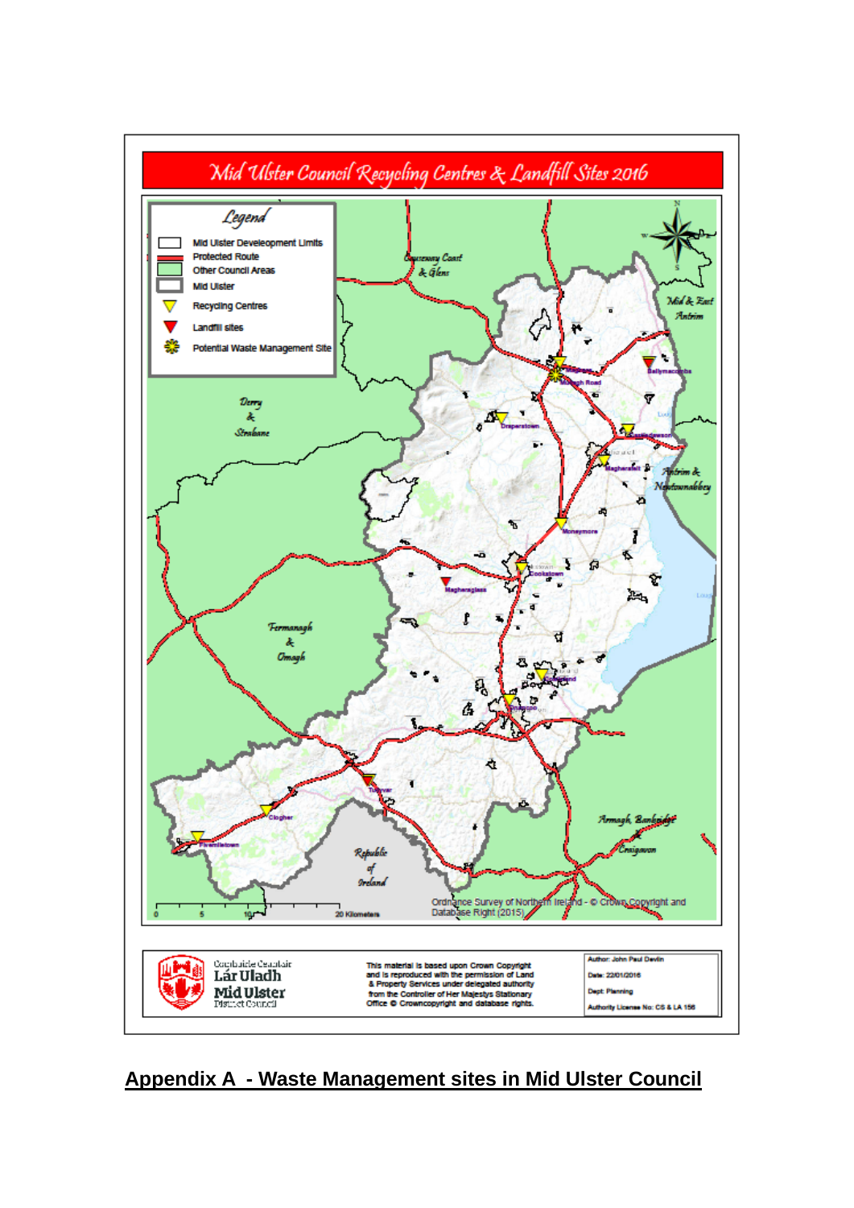# Mid Ulster Council Recycling Centres & Landfill Sites 2016

**Legend**

- Mid Ulster Develeopment Limits
- Protected Route
- Other Council Areas
- Mid Ulster
- Recycling Centres
- Landfill sites
- Potential Waste Management Site

Causeway Coast & Glens

Mid & East Antrim

Derry & Strabane

Antrim & Newtownabbey

Fermanagh & Omagh

Armagh, Banbridge & Craigavon

Republic of Ireland

Magherafelt, Ballymacombs, Draperstown, Castledawson, Moneymore, Cookstown, Magheraglass, Coalisland, Dungannon, Tullyvar, Clogher, Fivemiletown

0 5 10 20 Kilometers

Ordnance Survey of Northern Ireland - © Crown Copyright and Database Right (2015)

Comhairle Ceantair Lár Uladh
Mid Ulster District Council

This material is based upon Crown Copyright and is reproduced with the permission of Land & Property Services under delegated authority from the Controller of Her Majestys Stationary Office © Crowncopyright and database rights.

Author: John Paul Devlin
Date: 22/01/2016
Dept: Planning
Authority License No: CS & LA 156

## Appendix A - Waste Management sites in Mid Ulster Council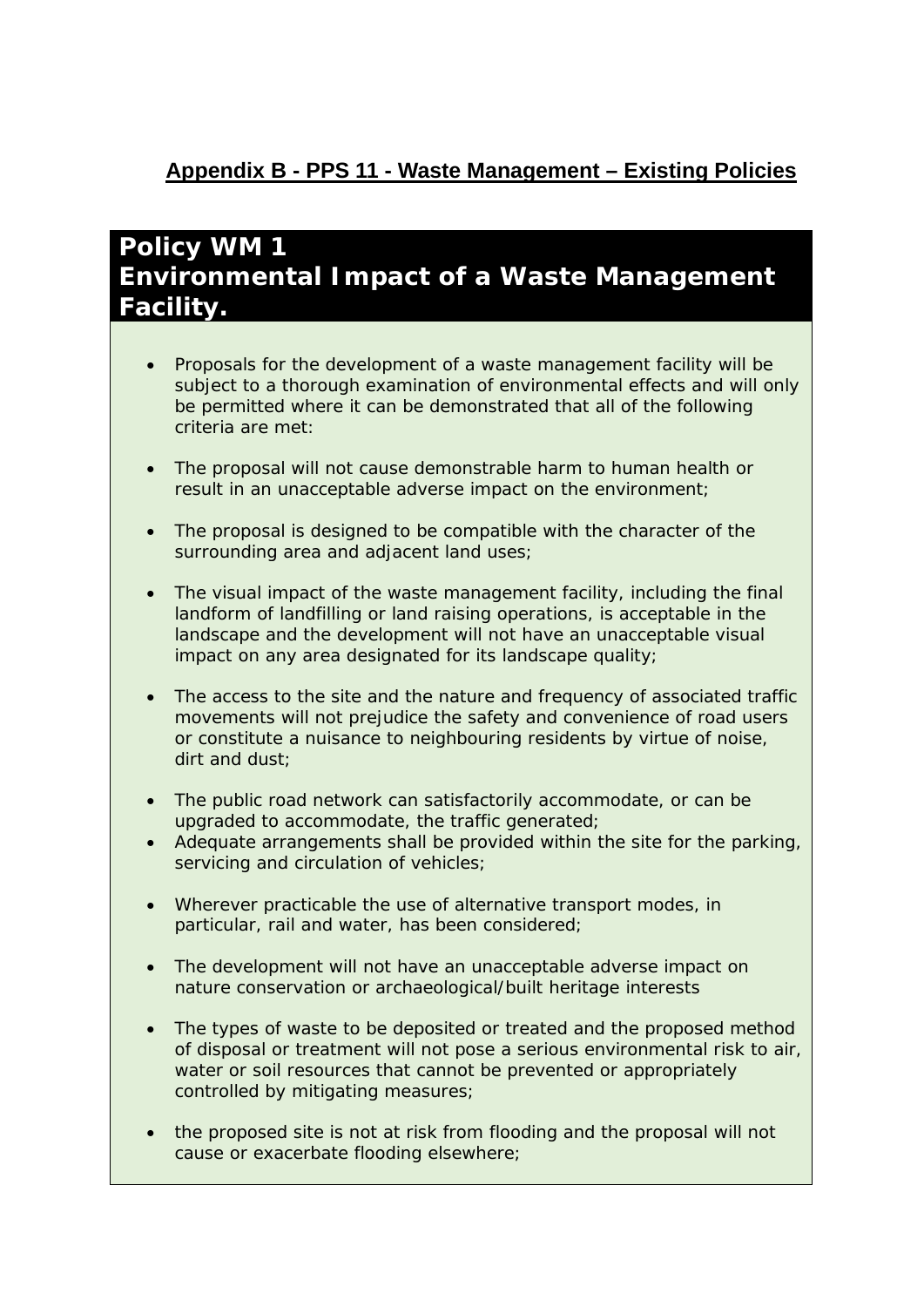## Appendix B - PPS 11 - Waste Management – Existing Policies

### Policy WM 1
### Environmental Impact of a Waste Management Facility.

- Proposals for the development of a waste management facility will be subject to a thorough examination of environmental effects and will only be permitted where it can be demonstrated that all of the following criteria are met:

- The proposal will not cause demonstrable harm to human health or result in an unacceptable adverse impact on the environment;

- The proposal is designed to be compatible with the character of the surrounding area and adjacent land uses;

- The visual impact of the waste management facility, including the final landform of landfilling or land raising operations, is acceptable in the landscape and the development will not have an unacceptable visual impact on any area designated for its landscape quality;

- The access to the site and the nature and frequency of associated traffic movements will not prejudice the safety and convenience of road users or constitute a nuisance to neighbouring residents by virtue of noise, dirt and dust;

- The public road network can satisfactorily accommodate, or can be upgraded to accommodate, the traffic generated;
- Adequate arrangements shall be provided within the site for the parking, servicing and circulation of vehicles;

- Wherever practicable the use of alternative transport modes, in particular, rail and water, has been considered;

- The development will not have an unacceptable adverse impact on nature conservation or archaeological/built heritage interests

- The types of waste to be deposited or treated and the proposed method of disposal or treatment will not pose a serious environmental risk to air, water or soil resources that cannot be prevented or appropriately controlled by mitigating measures;

- the proposed site is not at risk from flooding and the proposal will not cause or exacerbate flooding elsewhere;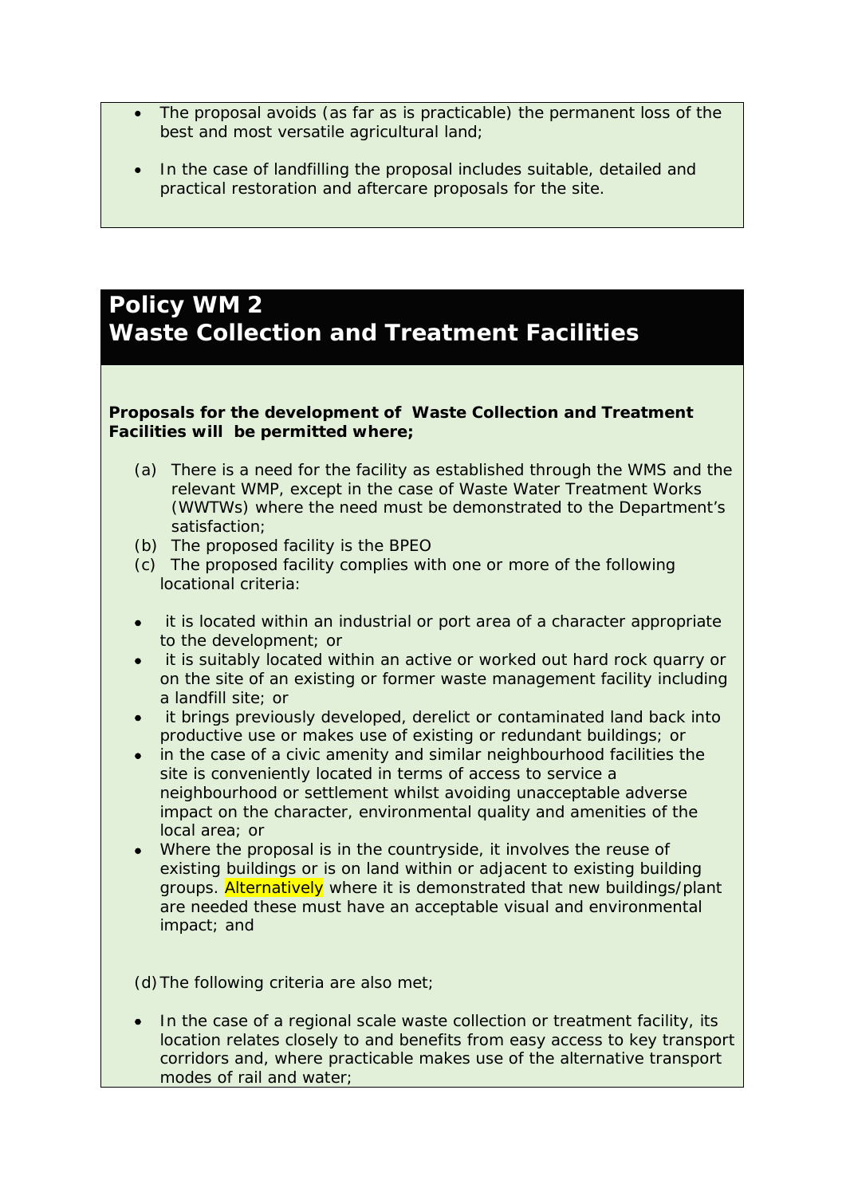- The proposal avoids (as far as is practicable) the permanent loss of the best and most versatile agricultural land;

- In the case of landfilling the proposal includes suitable, detailed and practical restoration and aftercare proposals for the site.

## Policy WM 2
## Waste Collection and Treatment Facilities

**Proposals for the development of Waste Collection and Treatment Facilities will be permitted where;**

(a) There is a need for the facility as established through the WMS and the relevant WMP, except in the case of Waste Water Treatment Works (WWTWs) where the need must be demonstrated to the Department's satisfaction;
(b) The proposed facility is the BPEO
(c) The proposed facility complies with one or more of the following locational criteria:

- it is located within an industrial or port area of a character appropriate to the development; or
- it is suitably located within an active or worked out hard rock quarry or on the site of an existing or former waste management facility including a landfill site; or
- it brings previously developed, derelict or contaminated land back into productive use or makes use of existing or redundant buildings; or
- in the case of a civic amenity and similar neighbourhood facilities the site is conveniently located in terms of access to service a neighbourhood or settlement whilst avoiding unacceptable adverse impact on the character, environmental quality and amenities of the local area; or
- Where the proposal is in the countryside, it involves the reuse of existing buildings or is on land within or adjacent to existing building groups. Alternatively where it is demonstrated that new buildings/plant are needed these must have an acceptable visual and environmental impact; and

(d) The following criteria are also met;

- In the case of a regional scale waste collection or treatment facility, its location relates closely to and benefits from easy access to key transport corridors and, where practicable makes use of the alternative transport modes of rail and water;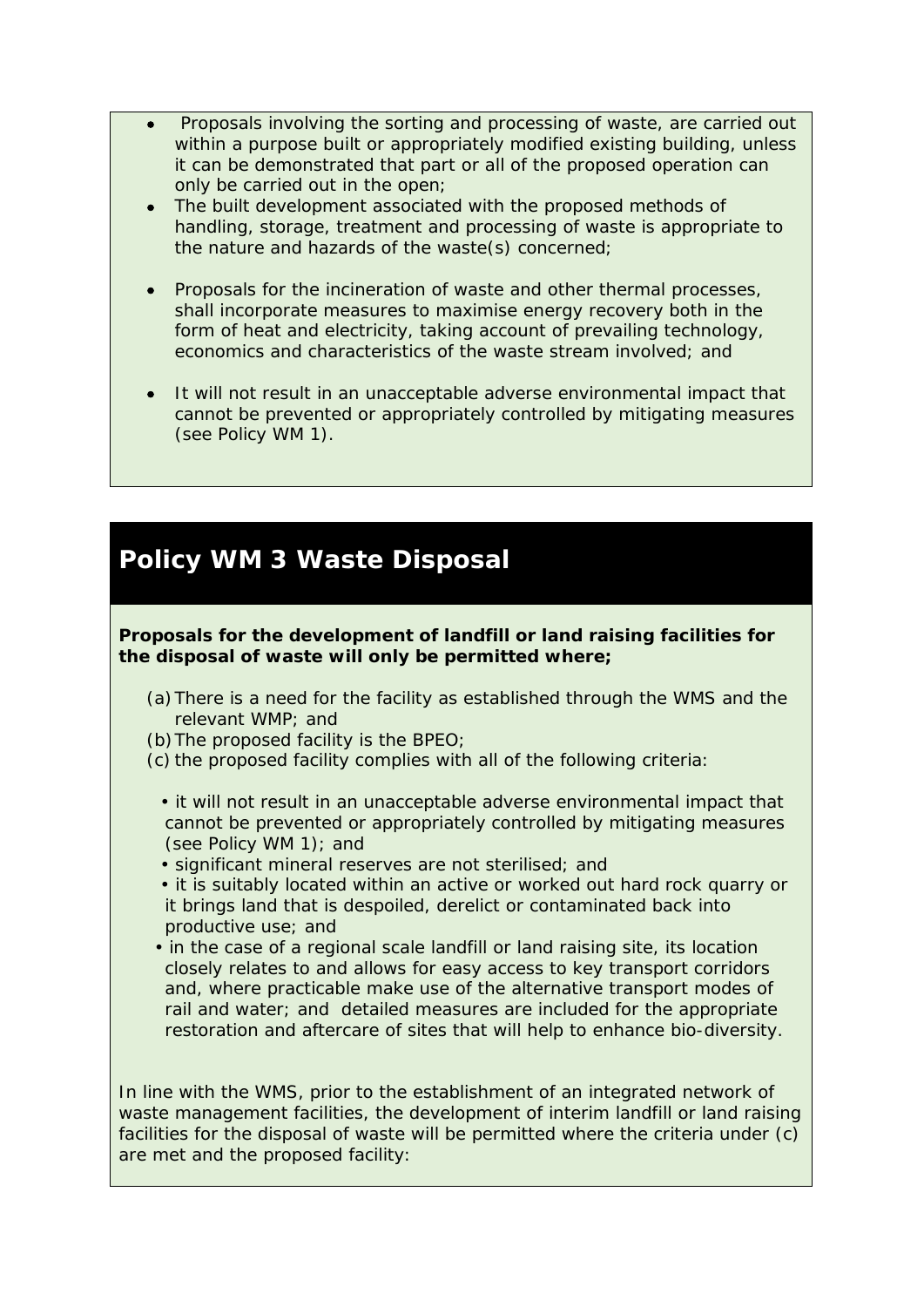- Proposals involving the sorting and processing of waste, are carried out within a purpose built or appropriately modified existing building, unless it can be demonstrated that part or all of the proposed operation can only be carried out in the open;
- The built development associated with the proposed methods of handling, storage, treatment and processing of waste is appropriate to the nature and hazards of the waste(s) concerned;
- Proposals for the incineration of waste and other thermal processes, shall incorporate measures to maximise energy recovery both in the form of heat and electricity, taking account of prevailing technology, economics and characteristics of the waste stream involved; and
- It will not result in an unacceptable adverse environmental impact that cannot be prevented or appropriately controlled by mitigating measures (see Policy WM 1).

## Policy WM 3 Waste Disposal

**Proposals for the development of landfill or land raising facilities for the disposal of waste will only be permitted where;**

(a) There is a need for the facility as established through the WMS and the relevant WMP; and
(b) The proposed facility is the BPEO;
(c) the proposed facility complies with all of the following criteria:

- it will not result in an unacceptable adverse environmental impact that cannot be prevented or appropriately controlled by mitigating measures (see Policy WM 1); and
- significant mineral reserves are not sterilised; and
- it is suitably located within an active or worked out hard rock quarry or it brings land that is despoiled, derelict or contaminated back into productive use; and
- in the case of a regional scale landfill or land raising site, its location closely relates to and allows for easy access to key transport corridors and, where practicable make use of the alternative transport modes of rail and water; and detailed measures are included for the appropriate restoration and aftercare of sites that will help to enhance bio-diversity.

In line with the WMS, prior to the establishment of an integrated network of waste management facilities, the development of interim landfill or land raising facilities for the disposal of waste will be permitted where the criteria under (c) are met and the proposed facility: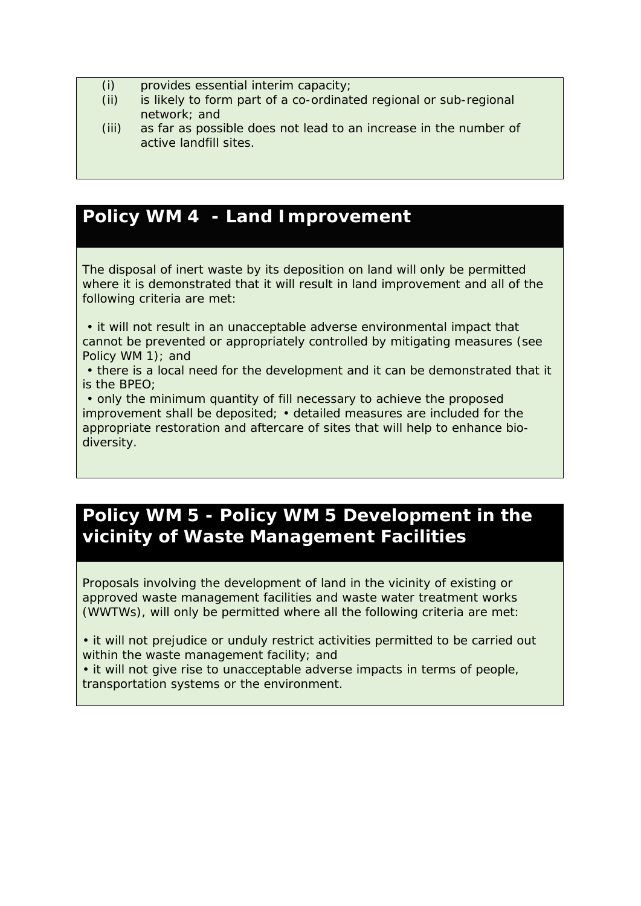(i) provides essential interim capacity;
(ii) is likely to form part of a co-ordinated regional or sub-regional network; and
(iii) as far as possible does not lead to an increase in the number of active landfill sites.

## Policy WM 4 - Land Improvement

The disposal of inert waste by its deposition on land will only be permitted where it is demonstrated that it will result in land improvement and all of the following criteria are met:

• it will not result in an unacceptable adverse environmental impact that cannot be prevented or appropriately controlled by mitigating measures (see Policy WM 1); and
• there is a local need for the development and it can be demonstrated that it is the BPEO;
• only the minimum quantity of fill necessary to achieve the proposed improvement shall be deposited; • detailed measures are included for the appropriate restoration and aftercare of sites that will help to enhance bio-diversity.

## Policy WM 5 - Policy WM 5 Development in the vicinity of Waste Management Facilities

Proposals involving the development of land in the vicinity of existing or approved waste management facilities and waste water treatment works (WWTWs), will only be permitted where all the following criteria are met:

• it will not prejudice or unduly restrict activities permitted to be carried out within the waste management facility; and
• it will not give rise to unacceptable adverse impacts in terms of people, transportation systems or the environment.